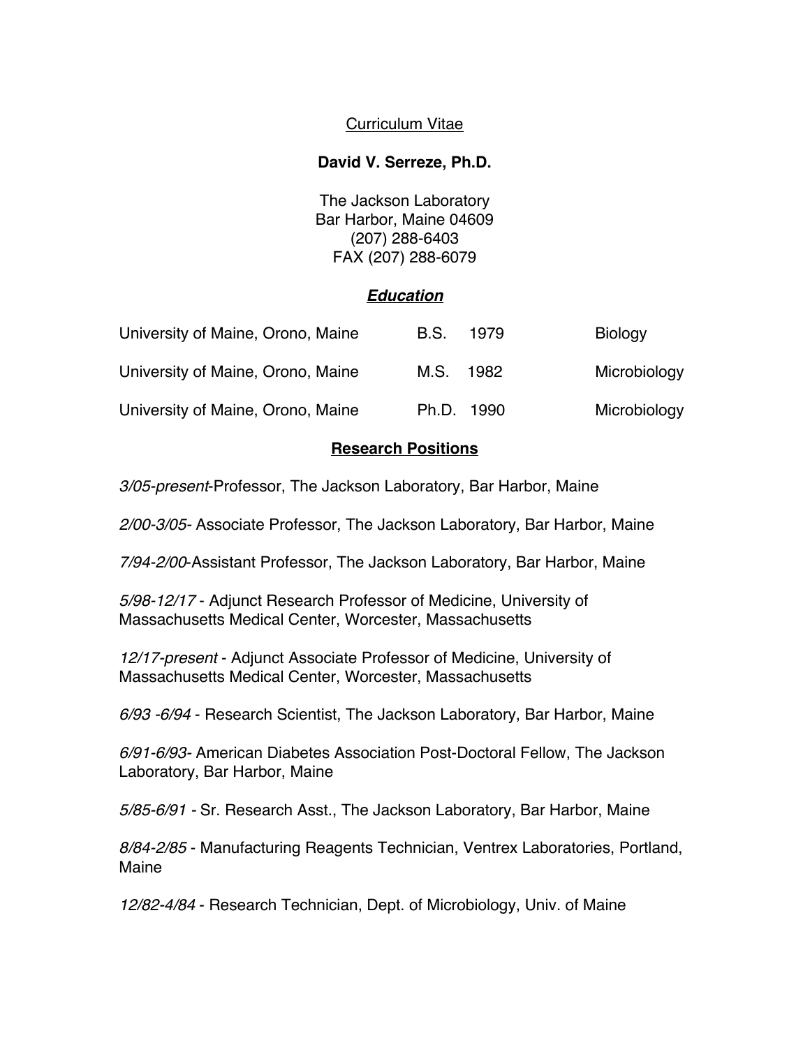Curriculum Vitae

**David V. Serreze, Ph.D.**

The Jackson Laboratory
Bar Harbor, Maine 04609
(207) 288-6403
FAX (207) 288-6079

## ***Education***

| | | | |
|---|---|---|---|
| University of Maine, Orono, Maine | B.S. | 1979 | Biology |
| University of Maine, Orono, Maine | M.S. | 1982 | Microbiology |
| University of Maine, Orono, Maine | Ph.D. | 1990 | Microbiology |

## **Research Positions**

*3/05-present*-Professor, The Jackson Laboratory, Bar Harbor, Maine

*2/00-3/05*- Associate Professor, The Jackson Laboratory, Bar Harbor, Maine

*7/94-2/00*-Assistant Professor, The Jackson Laboratory, Bar Harbor, Maine

*5/98-12/17* - Adjunct Research Professor of Medicine, University of Massachusetts Medical Center, Worcester, Massachusetts

*12/17-present* - Adjunct Associate Professor of Medicine, University of Massachusetts Medical Center, Worcester, Massachusetts

*6/93 -6/94* - Research Scientist, The Jackson Laboratory, Bar Harbor, Maine

*6/91-6/93*- American Diabetes Association Post-Doctoral Fellow, The Jackson Laboratory, Bar Harbor, Maine

*5/85-6/91* - Sr. Research Asst., The Jackson Laboratory, Bar Harbor, Maine

*8/84-2/85* - Manufacturing Reagents Technician, Ventrex Laboratories, Portland, Maine

*12/82-4/84* - Research Technician, Dept. of Microbiology, Univ. of Maine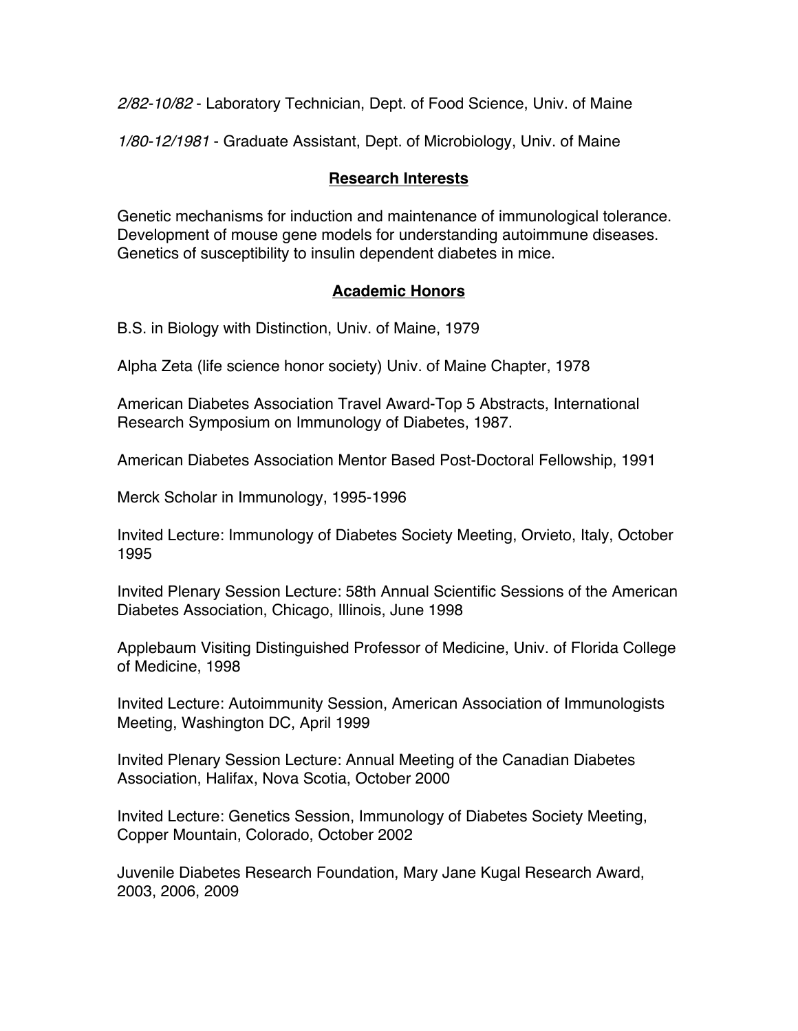*2/82-10/82* - Laboratory Technician, Dept. of Food Science, Univ. of Maine

*1/80-12/1981* - Graduate Assistant, Dept. of Microbiology, Univ. of Maine

## Research Interests

Genetic mechanisms for induction and maintenance of immunological tolerance. Development of mouse gene models for understanding autoimmune diseases. Genetics of susceptibility to insulin dependent diabetes in mice.

## Academic Honors

B.S. in Biology with Distinction, Univ. of Maine, 1979

Alpha Zeta (life science honor society) Univ. of Maine Chapter, 1978

American Diabetes Association Travel Award-Top 5 Abstracts, International Research Symposium on Immunology of Diabetes, 1987.

American Diabetes Association Mentor Based Post-Doctoral Fellowship, 1991

Merck Scholar in Immunology, 1995-1996

Invited Lecture: Immunology of Diabetes Society Meeting, Orvieto, Italy, October 1995

Invited Plenary Session Lecture: 58th Annual Scientific Sessions of the American Diabetes Association, Chicago, Illinois, June 1998

Applebaum Visiting Distinguished Professor of Medicine, Univ. of Florida College of Medicine, 1998

Invited Lecture: Autoimmunity Session, American Association of Immunologists Meeting, Washington DC, April 1999

Invited Plenary Session Lecture: Annual Meeting of the Canadian Diabetes Association, Halifax, Nova Scotia, October 2000

Invited Lecture: Genetics Session, Immunology of Diabetes Society Meeting, Copper Mountain, Colorado, October 2002

Juvenile Diabetes Research Foundation, Mary Jane Kugal Research Award, 2003, 2006, 2009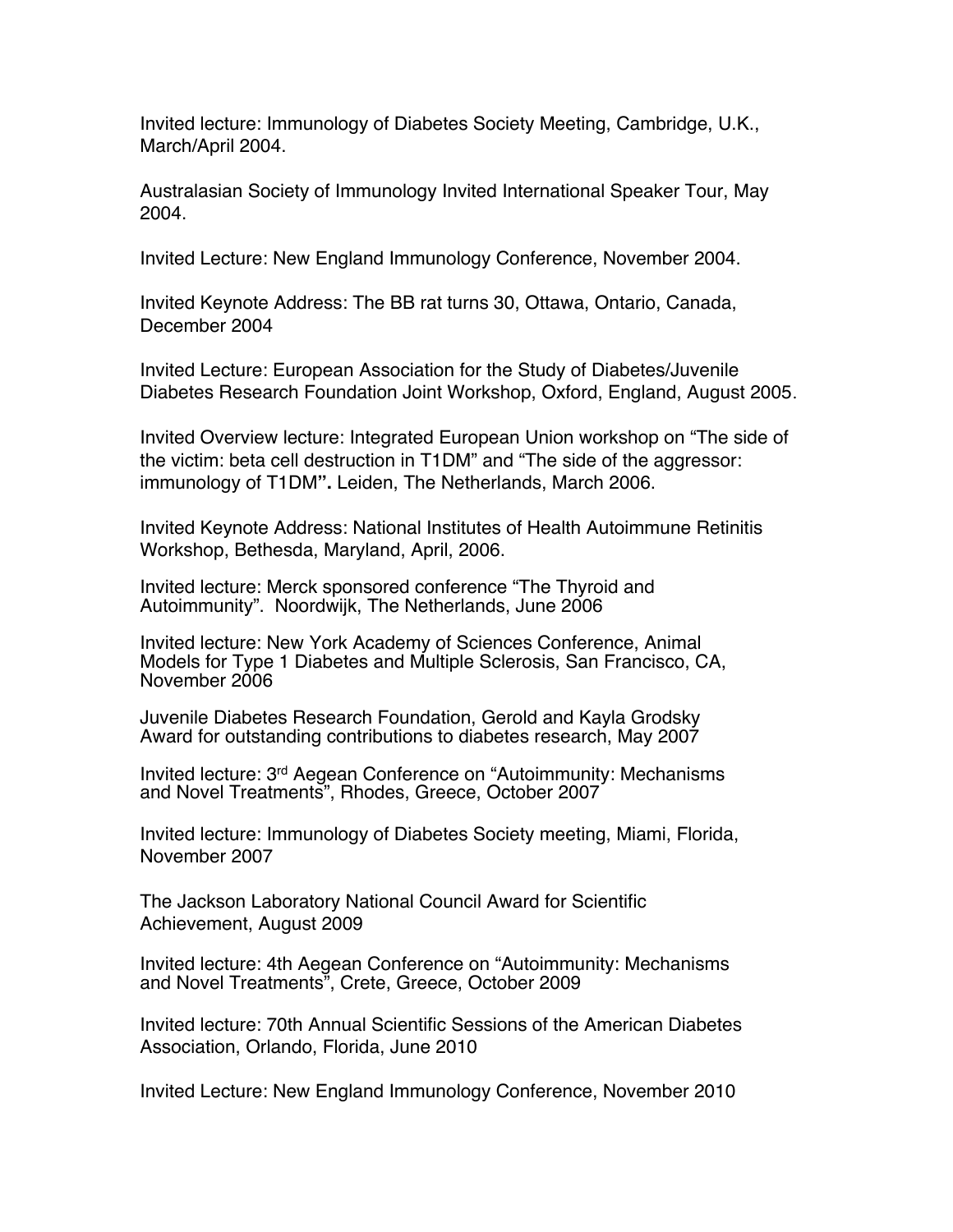Invited lecture: Immunology of Diabetes Society Meeting, Cambridge, U.K., March/April 2004.

Australasian Society of Immunology Invited International Speaker Tour, May 2004.

Invited Lecture: New England Immunology Conference, November 2004.

Invited Keynote Address: The BB rat turns 30, Ottawa, Ontario, Canada, December 2004

Invited Lecture: European Association for the Study of Diabetes/Juvenile Diabetes Research Foundation Joint Workshop, Oxford, England, August 2005.

Invited Overview lecture: Integrated European Union workshop on "The side of the victim: beta cell destruction in T1DM" and "The side of the aggressor: immunology of T1DM**".** Leiden, The Netherlands, March 2006.

Invited Keynote Address: National Institutes of Health Autoimmune Retinitis Workshop, Bethesda, Maryland, April, 2006.

Invited lecture: Merck sponsored conference "The Thyroid and Autoimmunity". Noordwijk, The Netherlands, June 2006

Invited lecture: New York Academy of Sciences Conference, Animal Models for Type 1 Diabetes and Multiple Sclerosis, San Francisco, CA, November 2006

Juvenile Diabetes Research Foundation, Gerold and Kayla Grodsky Award for outstanding contributions to diabetes research, May 2007

Invited lecture: 3rd Aegean Conference on "Autoimmunity: Mechanisms and Novel Treatments", Rhodes, Greece, October 2007

Invited lecture: Immunology of Diabetes Society meeting, Miami, Florida, November 2007

The Jackson Laboratory National Council Award for Scientific Achievement, August 2009

Invited lecture: 4th Aegean Conference on "Autoimmunity: Mechanisms and Novel Treatments", Crete, Greece, October 2009

Invited lecture: 70th Annual Scientific Sessions of the American Diabetes Association, Orlando, Florida, June 2010

Invited Lecture: New England Immunology Conference, November 2010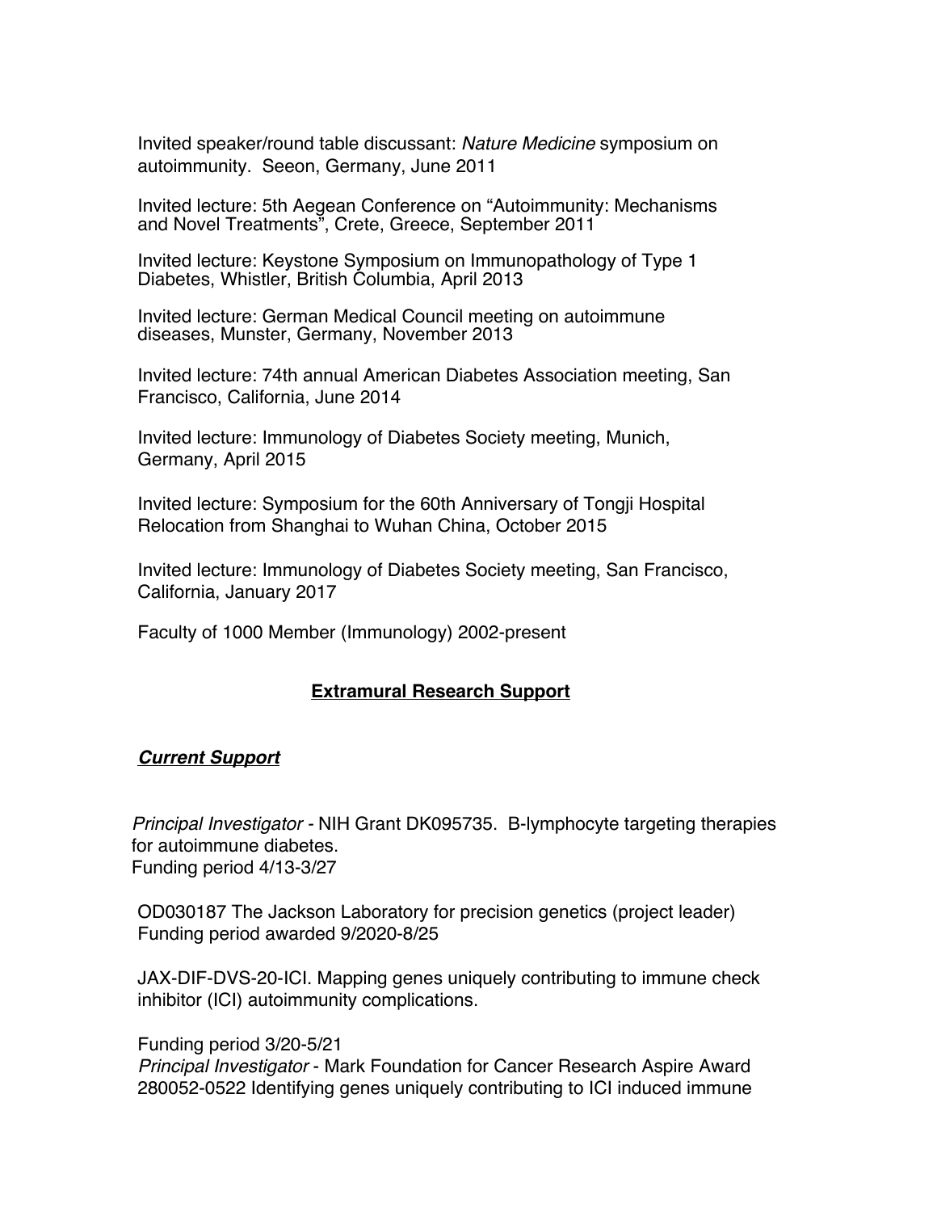Invited speaker/round table discussant: *Nature Medicine* symposium on autoimmunity. Seeon, Germany, June 2011

Invited lecture: 5th Aegean Conference on "Autoimmunity: Mechanisms and Novel Treatments", Crete, Greece, September 2011

Invited lecture: Keystone Symposium on Immunopathology of Type 1 Diabetes, Whistler, British Columbia, April 2013

Invited lecture: German Medical Council meeting on autoimmune diseases, Munster, Germany, November 2013

Invited lecture: 74th annual American Diabetes Association meeting, San Francisco, California, June 2014

Invited lecture: Immunology of Diabetes Society meeting, Munich, Germany, April 2015

Invited lecture: Symposium for the 60th Anniversary of Tongji Hospital Relocation from Shanghai to Wuhan China, October 2015

Invited lecture: Immunology of Diabetes Society meeting, San Francisco, California, January 2017

Faculty of 1000 Member (Immunology) 2002-present

## Extramural Research Support

### ***Current Support***

*Principal Investigator* - NIH Grant DK095735. B-lymphocyte targeting therapies for autoimmune diabetes.
Funding period 4/13-3/27

OD030187 The Jackson Laboratory for precision genetics (project leader)
Funding period awarded 9/2020-8/25

JAX-DIF-DVS-20-ICI. Mapping genes uniquely contributing to immune check inhibitor (ICI) autoimmunity complications.

Funding period 3/20-5/21
*Principal Investigator* - Mark Foundation for Cancer Research Aspire Award 280052-0522 Identifying genes uniquely contributing to ICI induced immune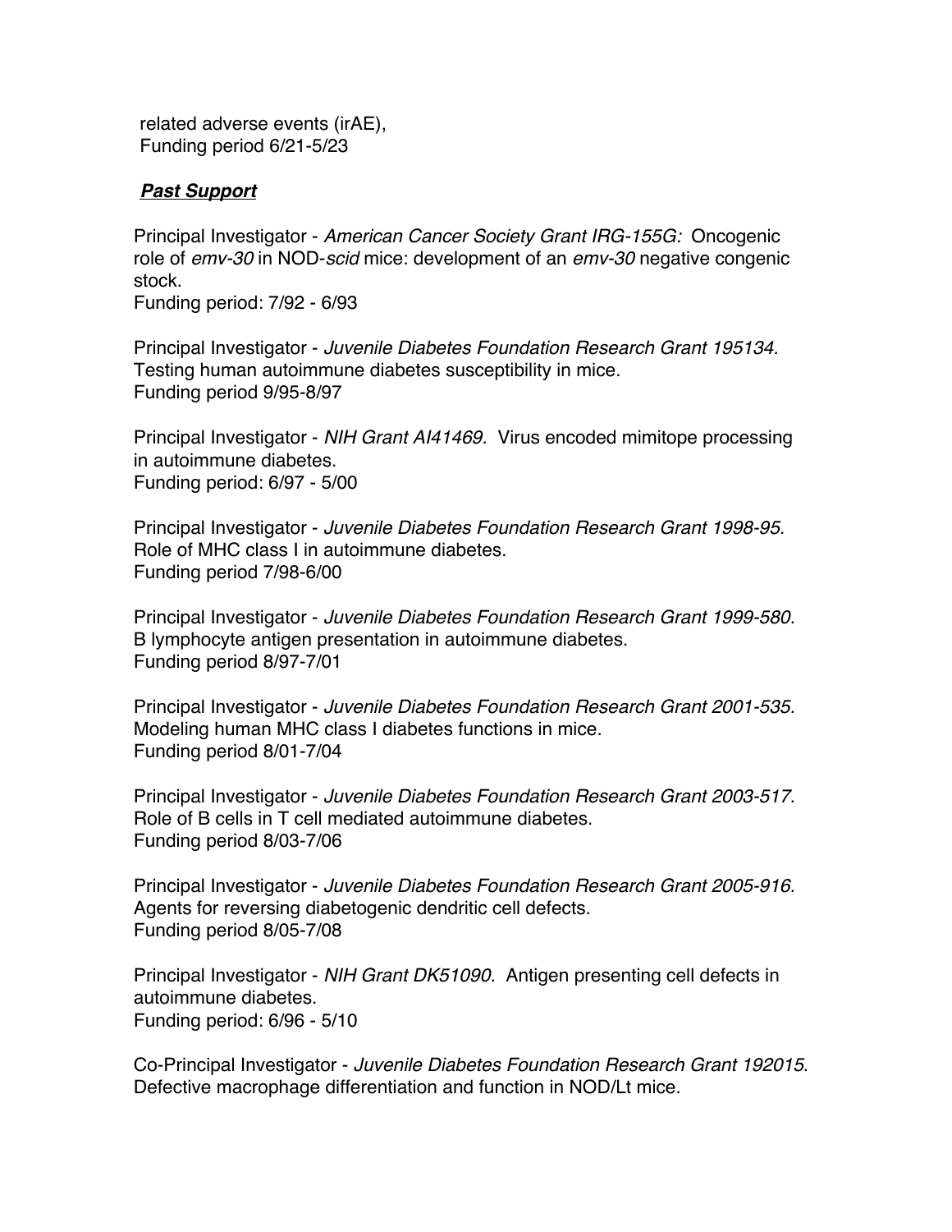related adverse events (irAE),
Funding period 6/21-5/23

***Past Support***

Principal Investigator - *American Cancer Society Grant IRG-155G:* Oncogenic role of *emv-30* in NOD-*scid* mice: development of an *emv-30* negative congenic stock.
Funding period: 7/92 - 6/93

Principal Investigator - *Juvenile Diabetes Foundation Research Grant 195134.* Testing human autoimmune diabetes susceptibility in mice.
Funding period 9/95-8/97

Principal Investigator - *NIH Grant AI41469.* Virus encoded mimitope processing in autoimmune diabetes.
Funding period: 6/97 - 5/00

Principal Investigator - *Juvenile Diabetes Foundation Research Grant 1998-95.* Role of MHC class I in autoimmune diabetes.
Funding period 7/98-6/00

Principal Investigator - *Juvenile Diabetes Foundation Research Grant 1999-580.* B lymphocyte antigen presentation in autoimmune diabetes.
Funding period 8/97-7/01

Principal Investigator - *Juvenile Diabetes Foundation Research Grant 2001-535.* Modeling human MHC class I diabetes functions in mice.
Funding period 8/01-7/04

Principal Investigator - *Juvenile Diabetes Foundation Research Grant 2003-517.* Role of B cells in T cell mediated autoimmune diabetes.
Funding period 8/03-7/06

Principal Investigator - *Juvenile Diabetes Foundation Research Grant 2005-916.* Agents for reversing diabetogenic dendritic cell defects.
Funding period 8/05-7/08

Principal Investigator - *NIH Grant DK51090.* Antigen presenting cell defects in autoimmune diabetes.
Funding period: 6/96 - 5/10

Co-Principal Investigator - *Juvenile Diabetes Foundation Research Grant 192015*. Defective macrophage differentiation and function in NOD/Lt mice.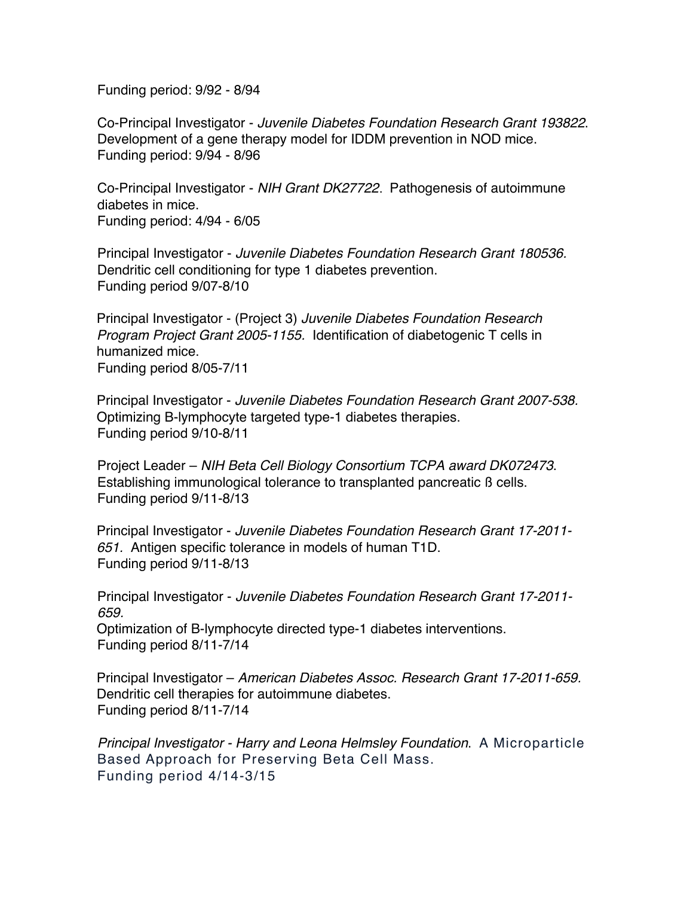Funding period: 9/92 - 8/94

Co-Principal Investigator - *Juvenile Diabetes Foundation Research Grant 193822*. Development of a gene therapy model for IDDM prevention in NOD mice.
Funding period: 9/94 - 8/96

Co-Principal Investigator - *NIH Grant DK27722*. Pathogenesis of autoimmune diabetes in mice.
Funding period: 4/94 - 6/05

Principal Investigator - *Juvenile Diabetes Foundation Research Grant 180536.* Dendritic cell conditioning for type 1 diabetes prevention.
Funding period 9/07-8/10

Principal Investigator - (Project 3) *Juvenile Diabetes Foundation Research Program Project Grant 2005-1155.* Identification of diabetogenic T cells in humanized mice.
Funding period 8/05-7/11

Principal Investigator - *Juvenile Diabetes Foundation Research Grant 2007-538.* Optimizing B-lymphocyte targeted type-1 diabetes therapies.
Funding period 9/10-8/11

Project Leader – *NIH Beta Cell Biology Consortium TCPA award DK072473*. Establishing immunological tolerance to transplanted pancreatic ß cells.
Funding period 9/11-8/13

Principal Investigator - *Juvenile Diabetes Foundation Research Grant 17-2011-651.* Antigen specific tolerance in models of human T1D.
Funding period 9/11-8/13

Principal Investigator - *Juvenile Diabetes Foundation Research Grant 17-2011-659*.
Optimization of B-lymphocyte directed type-1 diabetes interventions.
Funding period 8/11-7/14

Principal Investigator – *American Diabetes Assoc. Research Grant 17-2011-659.* Dendritic cell therapies for autoimmune diabetes.
Funding period 8/11-7/14

*Principal Investigator - Harry and Leona Helmsley Foundation*. A Microparticle Based Approach for Preserving Beta Cell Mass.
Funding period 4/14-3/15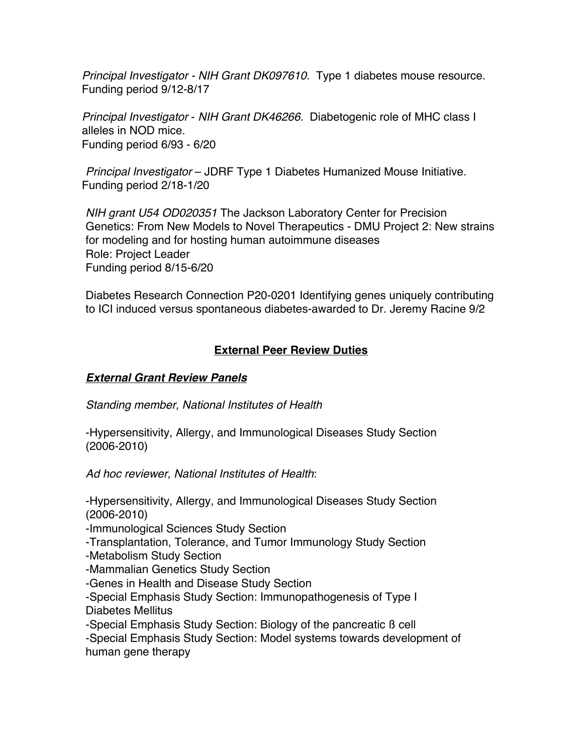*Principal Investigator - NIH Grant DK097610*. Type 1 diabetes mouse resource. Funding period 9/12-8/17

*Principal Investigator - NIH Grant DK46266*. Diabetogenic role of MHC class I alleles in NOD mice.
Funding period 6/93 - 6/20

*Principal Investigator* – JDRF Type 1 Diabetes Humanized Mouse Initiative. Funding period 2/18-1/20

*NIH grant U54 OD020351* The Jackson Laboratory Center for Precision Genetics: From New Models to Novel Therapeutics - DMU Project 2: New strains for modeling and for hosting human autoimmune diseases
Role: Project Leader
Funding period 8/15-6/20

Diabetes Research Connection P20-0201 Identifying genes uniquely contributing to ICI induced versus spontaneous diabetes-awarded to Dr. Jeremy Racine 9/2

## External Peer Review Duties

### ***External Grant Review Panels***

*Standing member, National Institutes of Health*

-Hypersensitivity, Allergy, and Immunological Diseases Study Section (2006-2010)

*Ad hoc reviewer, National Institutes of Health*:

-Hypersensitivity, Allergy, and Immunological Diseases Study Section (2006-2010)
-Immunological Sciences Study Section
-Transplantation, Tolerance, and Tumor Immunology Study Section
-Metabolism Study Section
-Mammalian Genetics Study Section
-Genes in Health and Disease Study Section
-Special Emphasis Study Section: Immunopathogenesis of Type I Diabetes Mellitus
-Special Emphasis Study Section: Biology of the pancreatic ß cell
-Special Emphasis Study Section: Model systems towards development of human gene therapy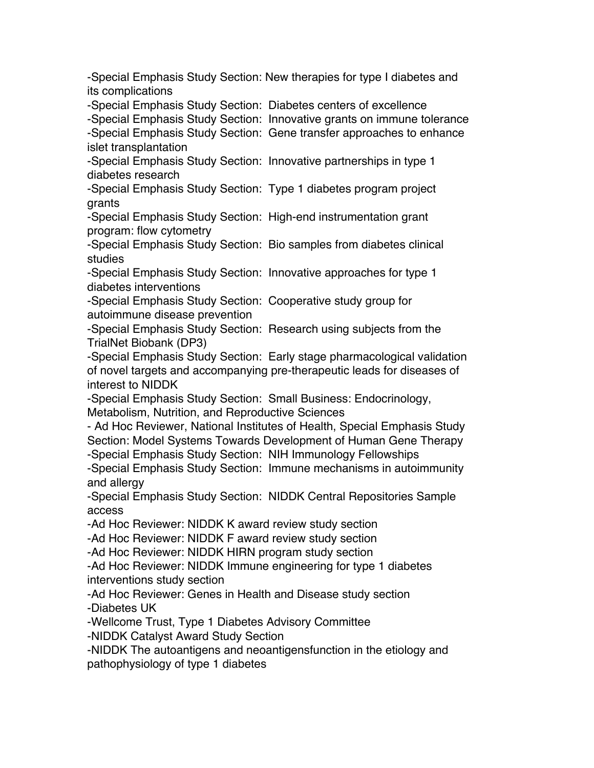-Special Emphasis Study Section: New therapies for type I diabetes and its complications
-Special Emphasis Study Section:  Diabetes centers of excellence
-Special Emphasis Study Section:  Innovative grants on immune tolerance
-Special Emphasis Study Section:  Gene transfer approaches to enhance islet transplantation
-Special Emphasis Study Section:  Innovative partnerships in type 1 diabetes research
-Special Emphasis Study Section:  Type 1 diabetes program project grants
-Special Emphasis Study Section:  High-end instrumentation grant program: flow cytometry
-Special Emphasis Study Section:  Bio samples from diabetes clinical studies
-Special Emphasis Study Section:  Innovative approaches for type 1 diabetes interventions
-Special Emphasis Study Section:  Cooperative study group for autoimmune disease prevention
-Special Emphasis Study Section:  Research using subjects from the TrialNet Biobank (DP3)
-Special Emphasis Study Section:  Early stage pharmacological validation of novel targets and accompanying pre-therapeutic leads for diseases of interest to NIDDK
-Special Emphasis Study Section:  Small Business: Endocrinology, Metabolism, Nutrition, and Reproductive Sciences
- Ad Hoc Reviewer, National Institutes of Health, Special Emphasis Study Section: Model Systems Towards Development of Human Gene Therapy
-Special Emphasis Study Section:  NIH Immunology Fellowships
-Special Emphasis Study Section:  Immune mechanisms in autoimmunity and allergy
-Special Emphasis Study Section:  NIDDK Central Repositories Sample access
-Ad Hoc Reviewer: NIDDK K award review study section
-Ad Hoc Reviewer: NIDDK F award review study section
-Ad Hoc Reviewer: NIDDK HIRN program study section
-Ad Hoc Reviewer: NIDDK Immune engineering for type 1 diabetes interventions study section
-Ad Hoc Reviewer: Genes in Health and Disease study section
-Diabetes UK
-Wellcome Trust, Type 1 Diabetes Advisory Committee
-NIDDK Catalyst Award Study Section
-NIDDK The autoantigens and neoantigensfunction in the etiology and pathophysiology of type 1 diabetes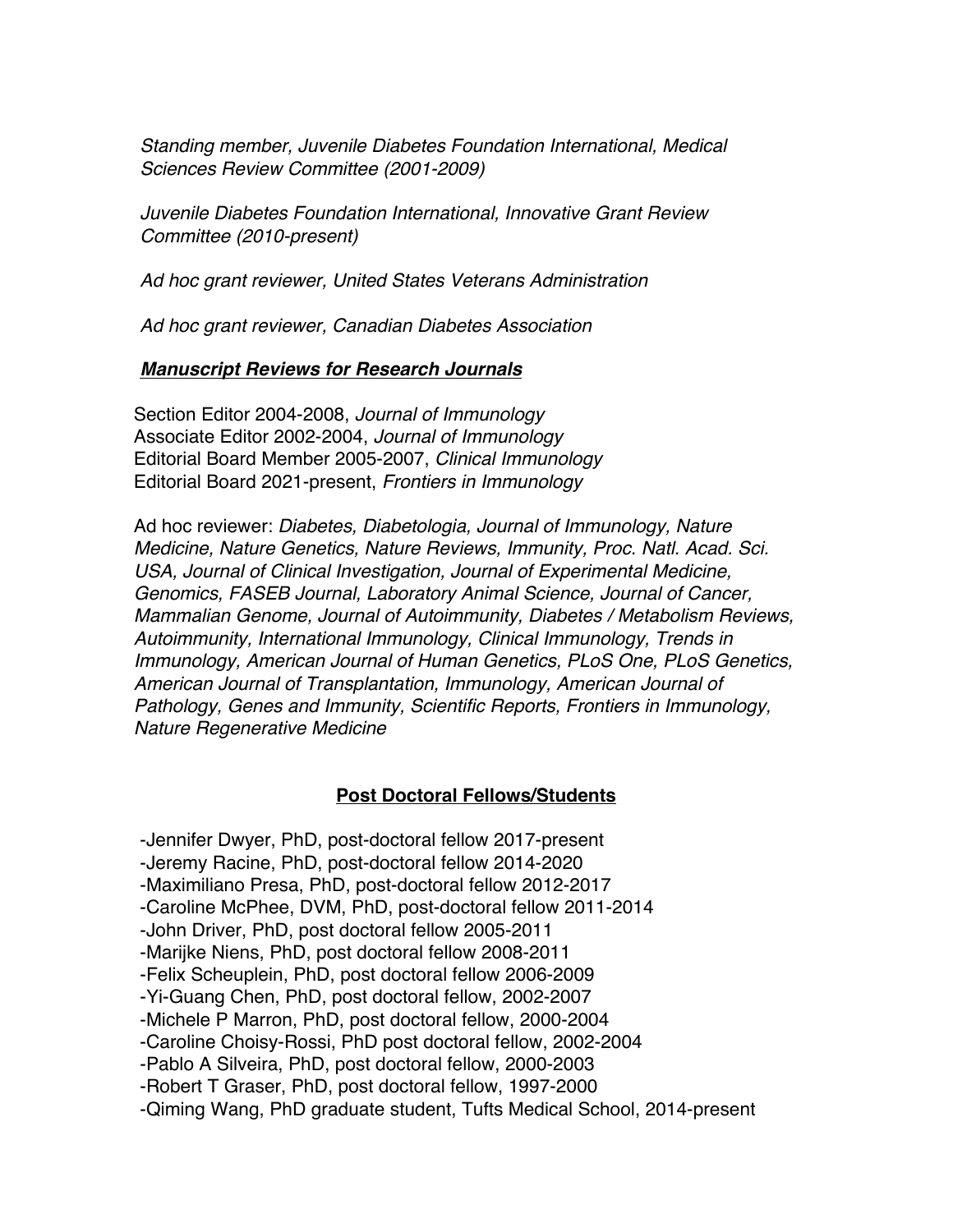*Standing member, Juvenile Diabetes Foundation International, Medical Sciences Review Committee (2001-2009)*

*Juvenile Diabetes Foundation International, Innovative Grant Review Committee (2010-present)*

*Ad hoc grant reviewer, United States Veterans Administration*

*Ad hoc grant reviewer, Canadian Diabetes Association*

***Manuscript Reviews for Research Journals***

Section Editor 2004-2008, *Journal of Immunology*
Associate Editor 2002-2004, *Journal of Immunology*
Editorial Board Member 2005-2007, *Clinical Immunology*
Editorial Board 2021-present, *Frontiers in Immunology*

Ad hoc reviewer: *Diabetes, Diabetologia, Journal of Immunology, Nature Medicine, Nature Genetics, Nature Reviews, Immunity, Proc. Natl. Acad. Sci. USA, Journal of Clinical Investigation, Journal of Experimental Medicine, Genomics, FASEB Journal, Laboratory Animal Science, Journal of Cancer, Mammalian Genome, Journal of Autoimmunity, Diabetes / Metabolism Reviews, Autoimmunity, International Immunology, Clinical Immunology, Trends in Immunology, American Journal of Human Genetics, PLoS One, PLoS Genetics, American Journal of Transplantation, Immunology, American Journal of Pathology, Genes and Immunity, Scientific Reports, Frontiers in Immunology, Nature Regenerative Medicine*

**Post Doctoral Fellows/Students**

-Jennifer Dwyer, PhD, post-doctoral fellow 2017-present
-Jeremy Racine, PhD, post-doctoral fellow 2014-2020
-Maximiliano Presa, PhD, post-doctoral fellow 2012-2017
-Caroline McPhee, DVM, PhD, post-doctoral fellow 2011-2014
-John Driver, PhD, post doctoral fellow 2005-2011
-Marijke Niens, PhD, post doctoral fellow 2008-2011
-Felix Scheuplein, PhD, post doctoral fellow 2006-2009
-Yi-Guang Chen, PhD, post doctoral fellow, 2002-2007
-Michele P Marron, PhD, post doctoral fellow, 2000-2004
-Caroline Choisy-Rossi, PhD post doctoral fellow, 2002-2004
-Pablo A Silveira, PhD, post doctoral fellow, 2000-2003
-Robert T Graser, PhD, post doctoral fellow, 1997-2000
-Qiming Wang, PhD graduate student, Tufts Medical School, 2014-present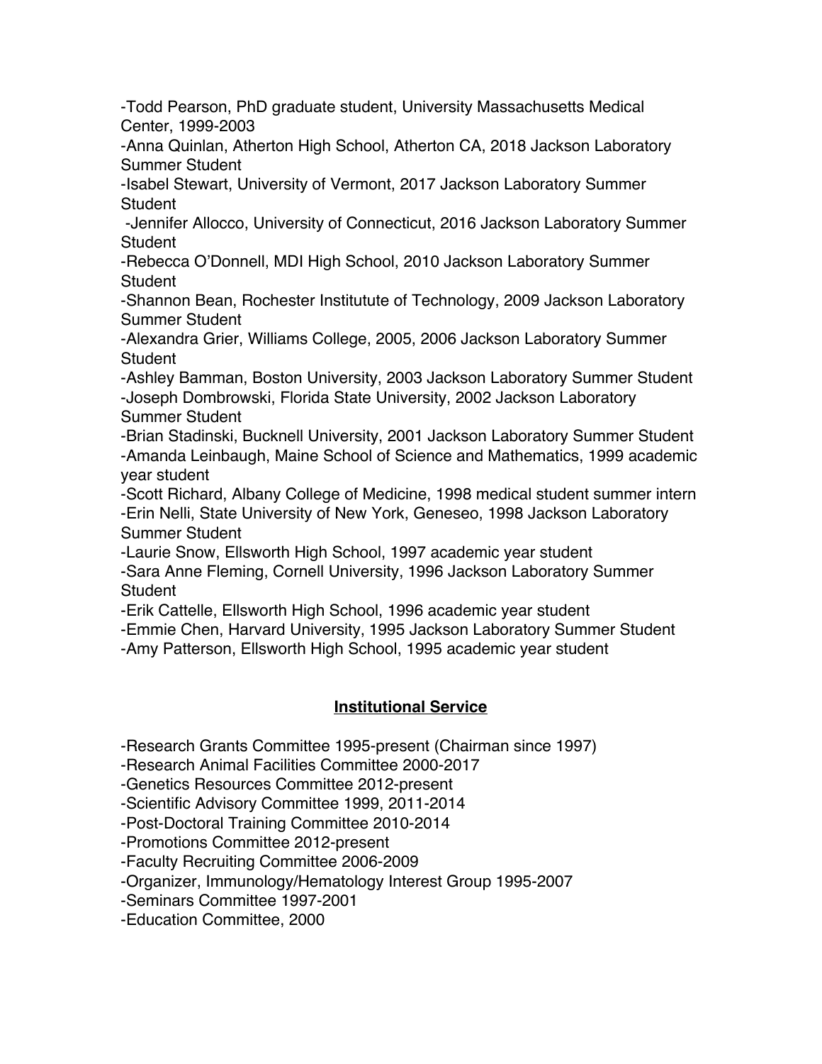-Todd Pearson, PhD graduate student, University Massachusetts Medical Center, 1999-2003

-Anna Quinlan, Atherton High School, Atherton CA, 2018 Jackson Laboratory Summer Student

-Isabel Stewart, University of Vermont, 2017 Jackson Laboratory Summer Student

-Jennifer Allocco, University of Connecticut, 2016 Jackson Laboratory Summer Student

-Rebecca O'Donnell, MDI High School, 2010 Jackson Laboratory Summer Student

-Shannon Bean, Rochester Institutute of Technology, 2009 Jackson Laboratory Summer Student

-Alexandra Grier, Williams College, 2005, 2006 Jackson Laboratory Summer Student

-Ashley Bamman, Boston University, 2003 Jackson Laboratory Summer Student

-Joseph Dombrowski, Florida State University, 2002 Jackson Laboratory Summer Student

-Brian Stadinski, Bucknell University, 2001 Jackson Laboratory Summer Student

-Amanda Leinbaugh, Maine School of Science and Mathematics, 1999 academic year student

-Scott Richard, Albany College of Medicine, 1998 medical student summer intern

-Erin Nelli, State University of New York, Geneseo, 1998 Jackson Laboratory Summer Student

-Laurie Snow, Ellsworth High School, 1997 academic year student

-Sara Anne Fleming, Cornell University, 1996 Jackson Laboratory Summer Student

-Erik Cattelle, Ellsworth High School, 1996 academic year student

-Emmie Chen, Harvard University, 1995 Jackson Laboratory Summer Student

-Amy Patterson, Ellsworth High School, 1995 academic year student

## Institutional Service

-Research Grants Committee 1995-present (Chairman since 1997)

-Research Animal Facilities Committee 2000-2017

-Genetics Resources Committee 2012-present

-Scientific Advisory Committee 1999, 2011-2014

-Post-Doctoral Training Committee 2010-2014

-Promotions Committee 2012-present

-Faculty Recruiting Committee 2006-2009

-Organizer, Immunology/Hematology Interest Group 1995-2007

-Seminars Committee 1997-2001

-Education Committee, 2000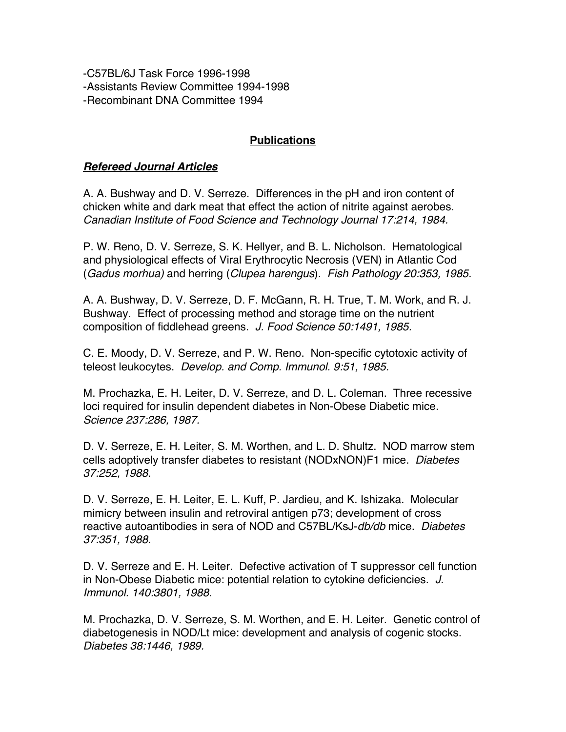-C57BL/6J Task Force 1996-1998
-Assistants Review Committee 1994-1998
-Recombinant DNA Committee 1994

## Publications

### ***Refereed Journal Articles***

A. A. Bushway and D. V. Serreze. Differences in the pH and iron content of chicken white and dark meat that effect the action of nitrite against aerobes. *Canadian Institute of Food Science and Technology Journal 17:214, 1984.*

P. W. Reno, D. V. Serreze, S. K. Hellyer, and B. L. Nicholson. Hematological and physiological effects of Viral Erythrocytic Necrosis (VEN) in Atlantic Cod (*Gadus morhua)* and herring (*Clupea harengus*). *Fish Pathology 20:353, 1985.*

A. A. Bushway, D. V. Serreze, D. F. McGann, R. H. True, T. M. Work, and R. J. Bushway. Effect of processing method and storage time on the nutrient composition of fiddlehead greens. *J. Food Science 50:1491, 1985*.

C. E. Moody, D. V. Serreze, and P. W. Reno. Non-specific cytotoxic activity of teleost leukocytes. *Develop. and Comp. Immunol. 9:51, 1985.*

M. Prochazka, E. H. Leiter, D. V. Serreze, and D. L. Coleman. Three recessive loci required for insulin dependent diabetes in Non-Obese Diabetic mice. *Science 237:286, 1987.*

D. V. Serreze, E. H. Leiter, S. M. Worthen, and L. D. Shultz. NOD marrow stem cells adoptively transfer diabetes to resistant (NODxNON)F1 mice. *Diabetes 37:252, 1988.*

D. V. Serreze, E. H. Leiter, E. L. Kuff, P. Jardieu, and K. Ishizaka. Molecular mimicry between insulin and retroviral antigen p73; development of cross reactive autoantibodies in sera of NOD and C57BL/KsJ-*db/db* mice. *Diabetes 37:351, 1988.*

D. V. Serreze and E. H. Leiter. Defective activation of T suppressor cell function in Non-Obese Diabetic mice: potential relation to cytokine deficiencies. *J. Immunol. 140:3801, 1988.*

M. Prochazka, D. V. Serreze, S. M. Worthen, and E. H. Leiter. Genetic control of diabetogenesis in NOD/Lt mice: development and analysis of cogenic stocks. *Diabetes 38:1446, 1989.*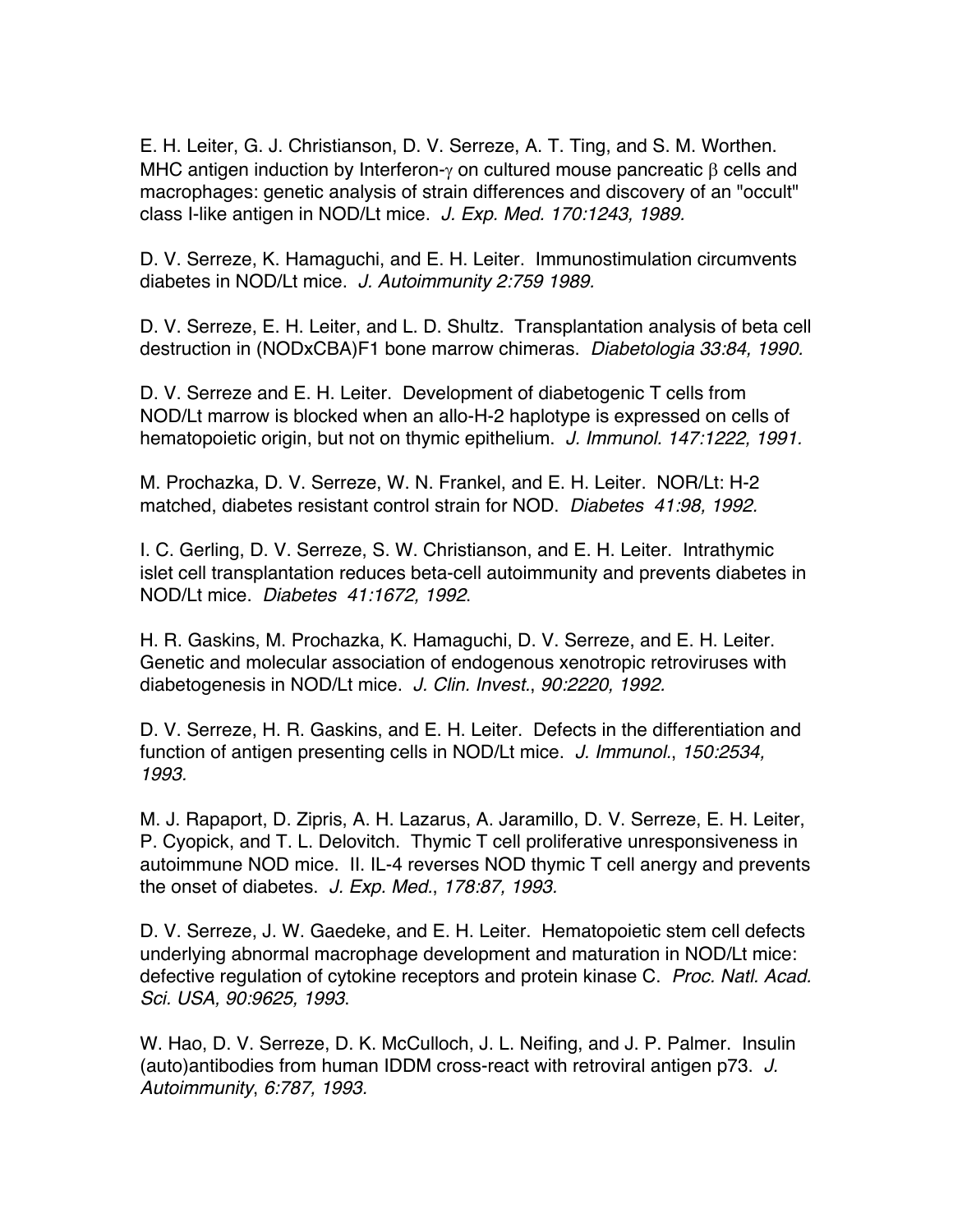E. H. Leiter, G. J. Christianson, D. V. Serreze, A. T. Ting, and S. M. Worthen. MHC antigen induction by Interferon-$\gamma$ on cultured mouse pancreatic $\beta$ cells and macrophages: genetic analysis of strain differences and discovery of an "occult" class I-like antigen in NOD/Lt mice. *J. Exp. Med. 170:1243, 1989.*

D. V. Serreze, K. Hamaguchi, and E. H. Leiter. Immunostimulation circumvents diabetes in NOD/Lt mice. *J. Autoimmunity 2:759 1989.*

D. V. Serreze, E. H. Leiter, and L. D. Shultz. Transplantation analysis of beta cell destruction in (NODxCBA)F1 bone marrow chimeras. *Diabetologia 33:84, 1990.*

D. V. Serreze and E. H. Leiter. Development of diabetogenic T cells from NOD/Lt marrow is blocked when an allo-H-2 haplotype is expressed on cells of hematopoietic origin, but not on thymic epithelium. *J. Immunol. 147:1222, 1991.*

M. Prochazka, D. V. Serreze, W. N. Frankel, and E. H. Leiter. NOR/Lt: H-2 matched, diabetes resistant control strain for NOD. *Diabetes 41:98, 1992.*

I. C. Gerling, D. V. Serreze, S. W. Christianson, and E. H. Leiter. Intrathymic islet cell transplantation reduces beta-cell autoimmunity and prevents diabetes in NOD/Lt mice. *Diabetes 41:1672, 1992*.

H. R. Gaskins, M. Prochazka, K. Hamaguchi, D. V. Serreze, and E. H. Leiter. Genetic and molecular association of endogenous xenotropic retroviruses with diabetogenesis in NOD/Lt mice. *J. Clin. Invest.*, *90:2220, 1992*.

D. V. Serreze, H. R. Gaskins, and E. H. Leiter. Defects in the differentiation and function of antigen presenting cells in NOD/Lt mice. *J. Immunol.*, *150:2534, 1993*.

M. J. Rapaport, D. Zipris, A. H. Lazarus, A. Jaramillo, D. V. Serreze, E. H. Leiter, P. Cyopick, and T. L. Delovitch. Thymic T cell proliferative unresponsiveness in autoimmune NOD mice. II. IL-4 reverses NOD thymic T cell anergy and prevents the onset of diabetes. *J. Exp. Med.*, *178:87, 1993.*

D. V. Serreze, J. W. Gaedeke, and E. H. Leiter. Hematopoietic stem cell defects underlying abnormal macrophage development and maturation in NOD/Lt mice: defective regulation of cytokine receptors and protein kinase C. *Proc. Natl. Acad. Sci. USA, 90:9625, 1993*.

W. Hao, D. V. Serreze, D. K. McCulloch, J. L. Neifing, and J. P. Palmer. Insulin (auto)antibodies from human IDDM cross-react with retroviral antigen p73. *J. Autoimmunity*, *6:787, 1993*.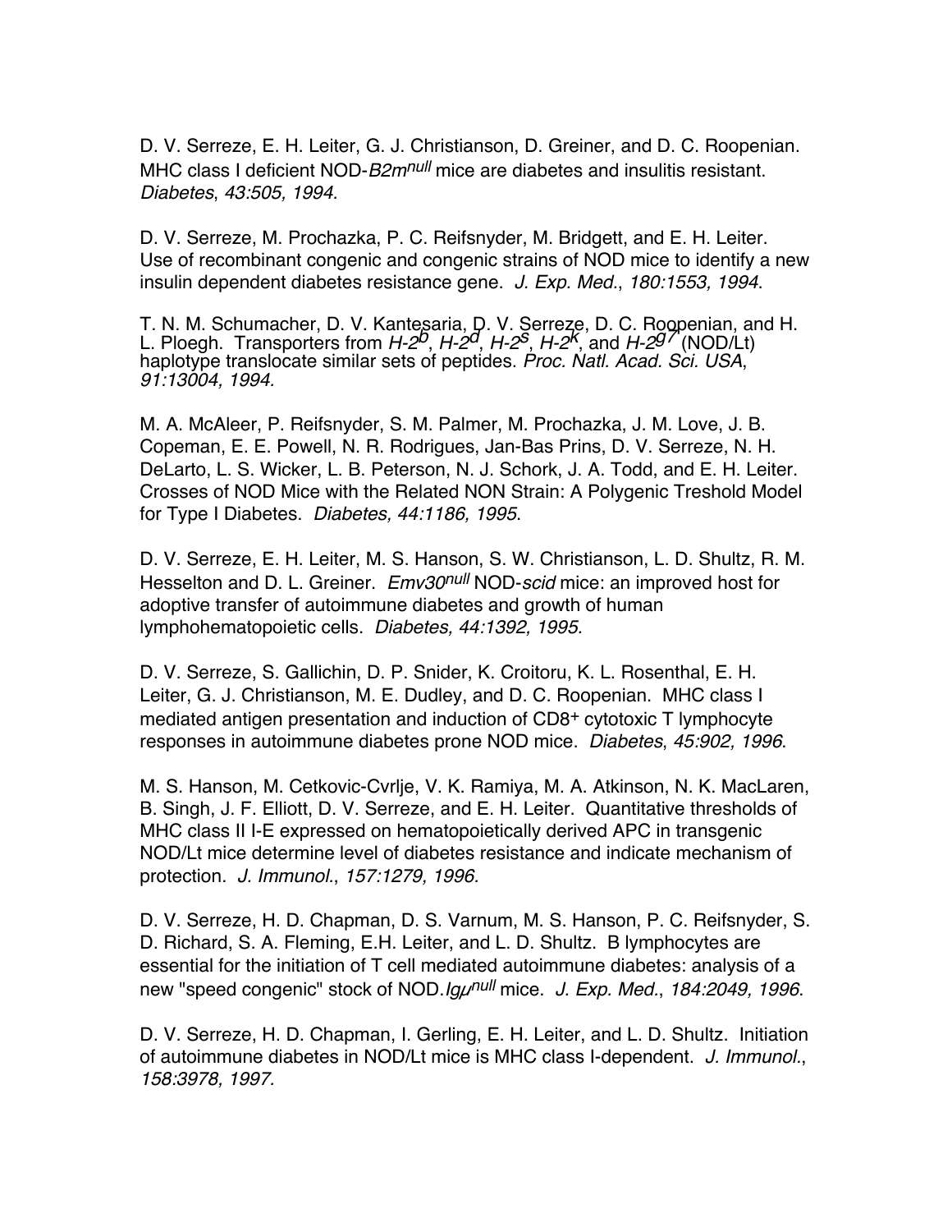D. V. Serreze, E. H. Leiter, G. J. Christianson, D. Greiner, and D. C. Roopenian. MHC class I deficient NOD-*B2m[null]* mice are diabetes and insulitis resistant. *Diabetes*, *43:505, 1994.*

D. V. Serreze, M. Prochazka, P. C. Reifsnyder, M. Bridgett, and E. H. Leiter. Use of recombinant congenic and congenic strains of NOD mice to identify a new insulin dependent diabetes resistance gene. *J. Exp. Med.*, *180:1553, 1994*.

T. N. M. Schumacher, D. V. Kantesaria, D. V. Serreze, D. C. Roopenian, and H. L. Ploegh. Transporters from *H-2[b]*, *H-2[d]*, *H-2[s]*, *H-2[k]*, and *H-2[g7]* (NOD/Lt) haplotype translocate similar sets of peptides. *Proc. Natl. Acad. Sci. USA*, *91:13004, 1994.*

M. A. McAleer, P. Reifsnyder, S. M. Palmer, M. Prochazka, J. M. Love, J. B. Copeman, E. E. Powell, N. R. Rodrigues, Jan-Bas Prins, D. V. Serreze, N. H. DeLarto, L. S. Wicker, L. B. Peterson, N. J. Schork, J. A. Todd, and E. H. Leiter. Crosses of NOD Mice with the Related NON Strain: A Polygenic Treshold Model for Type I Diabetes. *Diabetes, 44:1186, 1995*.

D. V. Serreze, E. H. Leiter, M. S. Hanson, S. W. Christianson, L. D. Shultz, R. M. Hesselton and D. L. Greiner. *Emv30[null]* NOD-*scid* mice: an improved host for adoptive transfer of autoimmune diabetes and growth of human lymphohematopoietic cells. *Diabetes, 44:1392, 1995.*

D. V. Serreze, S. Gallichin, D. P. Snider, K. Croitoru, K. L. Rosenthal, E. H. Leiter, G. J. Christianson, M. E. Dudley, and D. C. Roopenian. MHC class I mediated antigen presentation and induction of CD8+ cytotoxic T lymphocyte responses in autoimmune diabetes prone NOD mice. *Diabetes*, *45:902, 1996*.

M. S. Hanson, M. Cetkovic-Cvrlje, V. K. Ramiya, M. A. Atkinson, N. K. MacLaren, B. Singh, J. F. Elliott, D. V. Serreze, and E. H. Leiter. Quantitative thresholds of MHC class II I-E expressed on hematopoietically derived APC in transgenic NOD/Lt mice determine level of diabetes resistance and indicate mechanism of protection. *J. Immunol.*, *157:1279, 1996.*

D. V. Serreze, H. D. Chapman, D. S. Varnum, M. S. Hanson, P. C. Reifsnyder, S. D. Richard, S. A. Fleming, E.H. Leiter, and L. D. Shultz. B lymphocytes are essential for the initiation of T cell mediated autoimmune diabetes: analysis of a new "speed congenic" stock of NOD.*Igμ[null]* mice. *J. Exp. Med.*, *184:2049, 1996*.

D. V. Serreze, H. D. Chapman, I. Gerling, E. H. Leiter, and L. D. Shultz. Initiation of autoimmune diabetes in NOD/Lt mice is MHC class I-dependent. *J. Immunol.*, *158:3978, 1997.*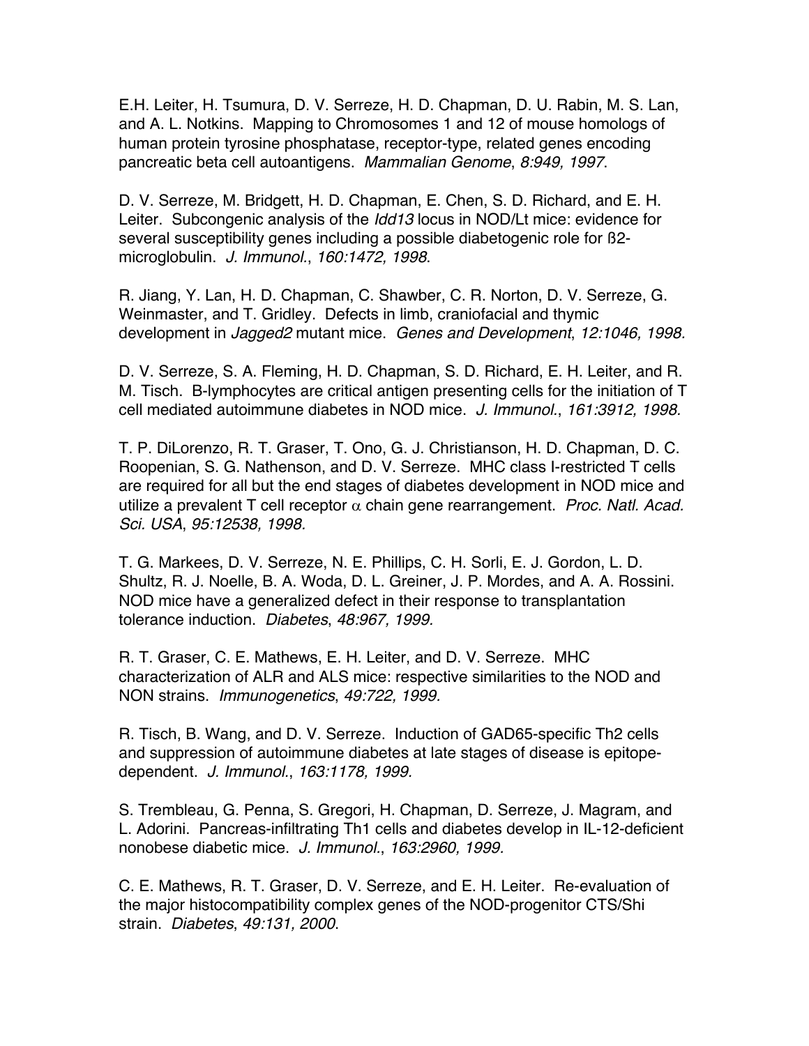E.H. Leiter, H. Tsumura, D. V. Serreze, H. D. Chapman, D. U. Rabin, M. S. Lan, and A. L. Notkins. Mapping to Chromosomes 1 and 12 of mouse homologs of human protein tyrosine phosphatase, receptor-type, related genes encoding pancreatic beta cell autoantigens. *Mammalian Genome*, *8:949, 1997*.

D. V. Serreze, M. Bridgett, H. D. Chapman, E. Chen, S. D. Richard, and E. H. Leiter. Subcongenic analysis of the *Idd13* locus in NOD/Lt mice: evidence for several susceptibility genes including a possible diabetogenic role for ß2-microglobulin. *J. Immunol.*, *160:1472, 1998*.

R. Jiang, Y. Lan, H. D. Chapman, C. Shawber, C. R. Norton, D. V. Serreze, G. Weinmaster, and T. Gridley. Defects in limb, craniofacial and thymic development in *Jagged2* mutant mice. *Genes and Development*, *12:1046, 1998*.

D. V. Serreze, S. A. Fleming, H. D. Chapman, S. D. Richard, E. H. Leiter, and R. M. Tisch. B-lymphocytes are critical antigen presenting cells for the initiation of T cell mediated autoimmune diabetes in NOD mice. *J. Immunol.*, *161:3912, 1998.*

T. P. DiLorenzo, R. T. Graser, T. Ono, G. J. Christianson, H. D. Chapman, D. C. Roopenian, S. G. Nathenson, and D. V. Serreze. MHC class I-restricted T cells are required for all but the end stages of diabetes development in NOD mice and utilize a prevalent T cell receptor $\alpha$ chain gene rearrangement. *Proc. Natl. Acad. Sci. USA*, *95:12538, 1998.*

T. G. Markees, D. V. Serreze, N. E. Phillips, C. H. Sorli, E. J. Gordon, L. D. Shultz, R. J. Noelle, B. A. Woda, D. L. Greiner, J. P. Mordes, and A. A. Rossini. NOD mice have a generalized defect in their response to transplantation tolerance induction. *Diabetes*, *48:967, 1999.*

R. T. Graser, C. E. Mathews, E. H. Leiter, and D. V. Serreze. MHC characterization of ALR and ALS mice: respective similarities to the NOD and NON strains. *Immunogenetics*, *49:722, 1999.*

R. Tisch, B. Wang, and D. V. Serreze. Induction of GAD65-specific Th2 cells and suppression of autoimmune diabetes at late stages of disease is epitope-dependent. *J. Immunol.*, *163:1178, 1999.*

S. Trembleau, G. Penna, S. Gregori, H. Chapman, D. Serreze, J. Magram, and L. Adorini. Pancreas-infiltrating Th1 cells and diabetes develop in IL-12-deficient nonobese diabetic mice. *J. Immunol.*, *163:2960, 1999.*

C. E. Mathews, R. T. Graser, D. V. Serreze, and E. H. Leiter. Re-evaluation of the major histocompatibility complex genes of the NOD-progenitor CTS/Shi strain. *Diabetes*, *49:131, 2000*.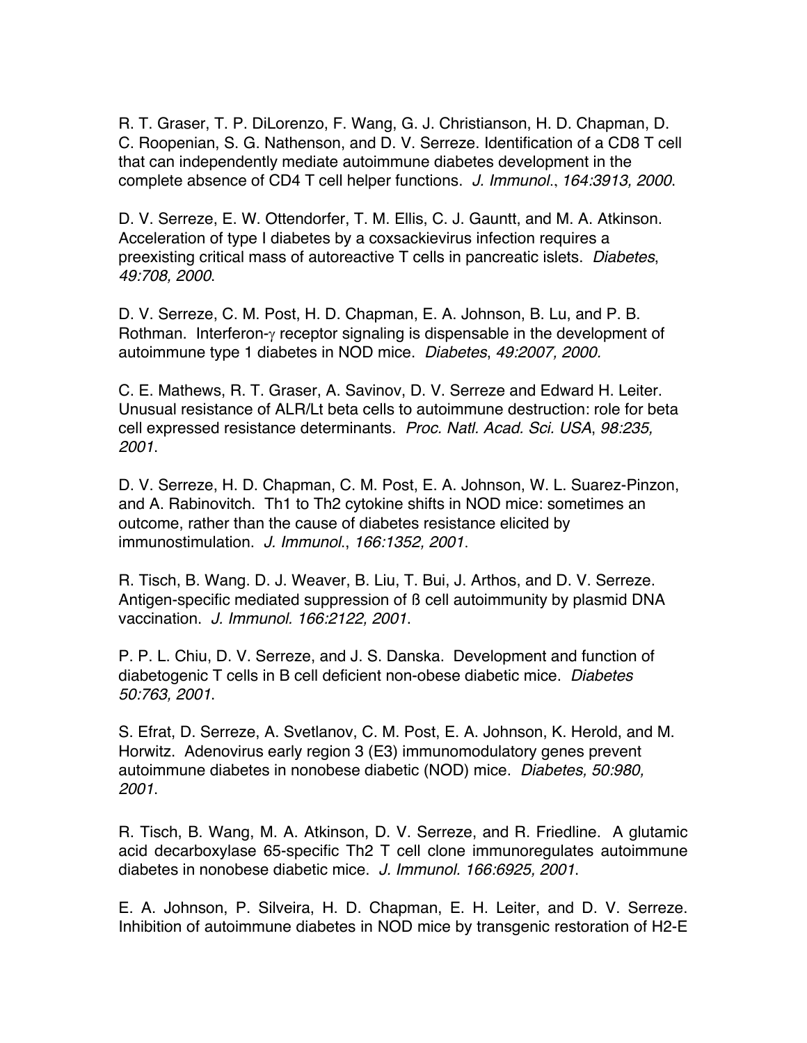R. T. Graser, T. P. DiLorenzo, F. Wang, G. J. Christianson, H. D. Chapman, D. C. Roopenian, S. G. Nathenson, and D. V. Serreze. Identification of a CD8 T cell that can independently mediate autoimmune diabetes development in the complete absence of CD4 T cell helper functions. *J. Immunol.*, *164:3913, 2000*.

D. V. Serreze, E. W. Ottendorfer, T. M. Ellis, C. J. Gauntt, and M. A. Atkinson. Acceleration of type I diabetes by a coxsackievirus infection requires a preexisting critical mass of autoreactive T cells in pancreatic islets. *Diabetes*, *49:708, 2000*.

D. V. Serreze, C. M. Post, H. D. Chapman, E. A. Johnson, B. Lu, and P. B. Rothman. Interferon-$\gamma$ receptor signaling is dispensable in the development of autoimmune type 1 diabetes in NOD mice. *Diabetes*, *49:2007, 2000*.

C. E. Mathews, R. T. Graser, A. Savinov, D. V. Serreze and Edward H. Leiter. Unusual resistance of ALR/Lt beta cells to autoimmune destruction: role for beta cell expressed resistance determinants. *Proc. Natl. Acad. Sci. USA*, *98:235, 2001*.

D. V. Serreze, H. D. Chapman, C. M. Post, E. A. Johnson, W. L. Suarez-Pinzon, and A. Rabinovitch. Th1 to Th2 cytokine shifts in NOD mice: sometimes an outcome, rather than the cause of diabetes resistance elicited by immunostimulation. *J. Immunol.*, *166:1352, 2001*.

R. Tisch, B. Wang. D. J. Weaver, B. Liu, T. Bui, J. Arthos, and D. V. Serreze. Antigen-specific mediated suppression of ß cell autoimmunity by plasmid DNA vaccination. *J. Immunol. 166:2122, 2001*.

P. P. L. Chiu, D. V. Serreze, and J. S. Danska. Development and function of diabetogenic T cells in B cell deficient non-obese diabetic mice. *Diabetes 50:763, 2001*.

S. Efrat, D. Serreze, A. Svetlanov, C. M. Post, E. A. Johnson, K. Herold, and M. Horwitz. Adenovirus early region 3 (E3) immunomodulatory genes prevent autoimmune diabetes in nonobese diabetic (NOD) mice. *Diabetes, 50:980, 2001*.

R. Tisch, B. Wang, M. A. Atkinson, D. V. Serreze, and R. Friedline. A glutamic acid decarboxylase 65-specific Th2 T cell clone immunoregulates autoimmune diabetes in nonobese diabetic mice. *J. Immunol. 166:6925, 2001*.

E. A. Johnson, P. Silveira, H. D. Chapman, E. H. Leiter, and D. V. Serreze. Inhibition of autoimmune diabetes in NOD mice by transgenic restoration of H2-E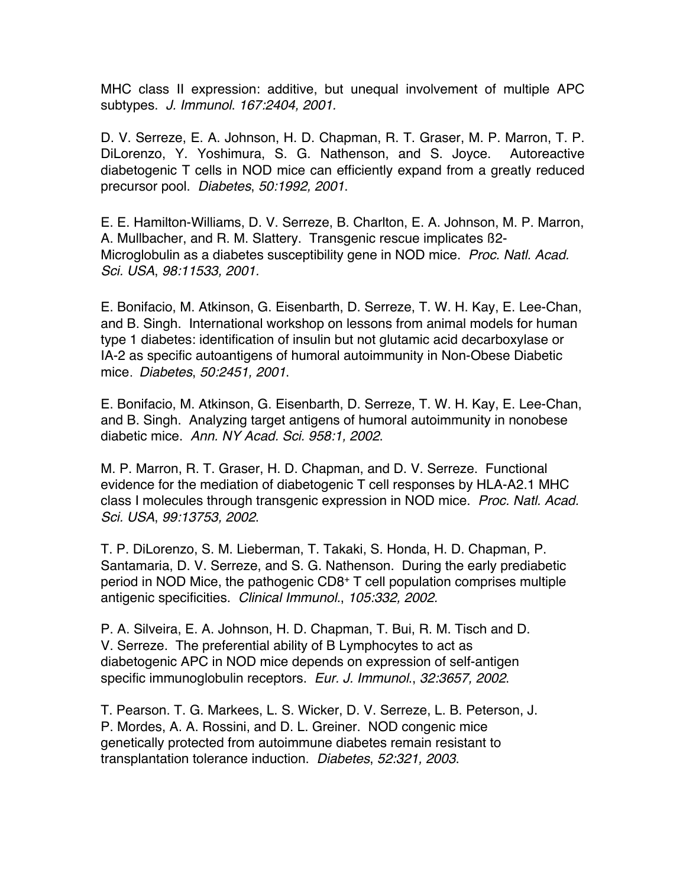MHC class II expression: additive, but unequal involvement of multiple APC subtypes. *J. Immunol*. *167:2404, 2001.*

D. V. Serreze, E. A. Johnson, H. D. Chapman, R. T. Graser, M. P. Marron, T. P. DiLorenzo, Y. Yoshimura, S. G. Nathenson, and S. Joyce. Autoreactive diabetogenic T cells in NOD mice can efficiently expand from a greatly reduced precursor pool. *Diabetes*, *50:1992, 2001*.

E. E. Hamilton-Williams, D. V. Serreze, B. Charlton, E. A. Johnson, M. P. Marron, A. Mullbacher, and R. M. Slattery. Transgenic rescue implicates ß2-Microglobulin as a diabetes susceptibility gene in NOD mice. *Proc. Natl. Acad. Sci. USA*, *98:11533, 2001.*

E. Bonifacio, M. Atkinson, G. Eisenbarth, D. Serreze, T. W. H. Kay, E. Lee-Chan, and B. Singh. International workshop on lessons from animal models for human type 1 diabetes: identification of insulin but not glutamic acid decarboxylase or IA-2 as specific autoantigens of humoral autoimmunity in Non-Obese Diabetic mice. *Diabetes*, *50:2451, 2001*.

E. Bonifacio, M. Atkinson, G. Eisenbarth, D. Serreze, T. W. H. Kay, E. Lee-Chan, and B. Singh. Analyzing target antigens of humoral autoimmunity in nonobese diabetic mice. *Ann. NY Acad. Sci. 958:1, 2002*.

M. P. Marron, R. T. Graser, H. D. Chapman, and D. V. Serreze. Functional evidence for the mediation of diabetogenic T cell responses by HLA-A2.1 MHC class I molecules through transgenic expression in NOD mice. *Proc. Natl. Acad. Sci. USA*, *99:13753, 2002*.

T. P. DiLorenzo, S. M. Lieberman, T. Takaki, S. Honda, H. D. Chapman, P. Santamaria, D. V. Serreze, and S. G. Nathenson. During the early prediabetic period in NOD Mice, the pathogenic $CD8^{+}$ T cell population comprises multiple antigenic specificities. *Clinical Immunol*., *105:332, 2002.*

P. A. Silveira, E. A. Johnson, H. D. Chapman, T. Bui, R. M. Tisch and D. V. Serreze. The preferential ability of B Lymphocytes to act as diabetogenic APC in NOD mice depends on expression of self-antigen specific immunoglobulin receptors. *Eur. J. Immunol*., *32:3657, 2002*.

T. Pearson. T. G. Markees, L. S. Wicker, D. V. Serreze, L. B. Peterson, J. P. Mordes, A. A. Rossini, and D. L. Greiner. NOD congenic mice genetically protected from autoimmune diabetes remain resistant to transplantation tolerance induction. *Diabetes*, *52:321, 2003*.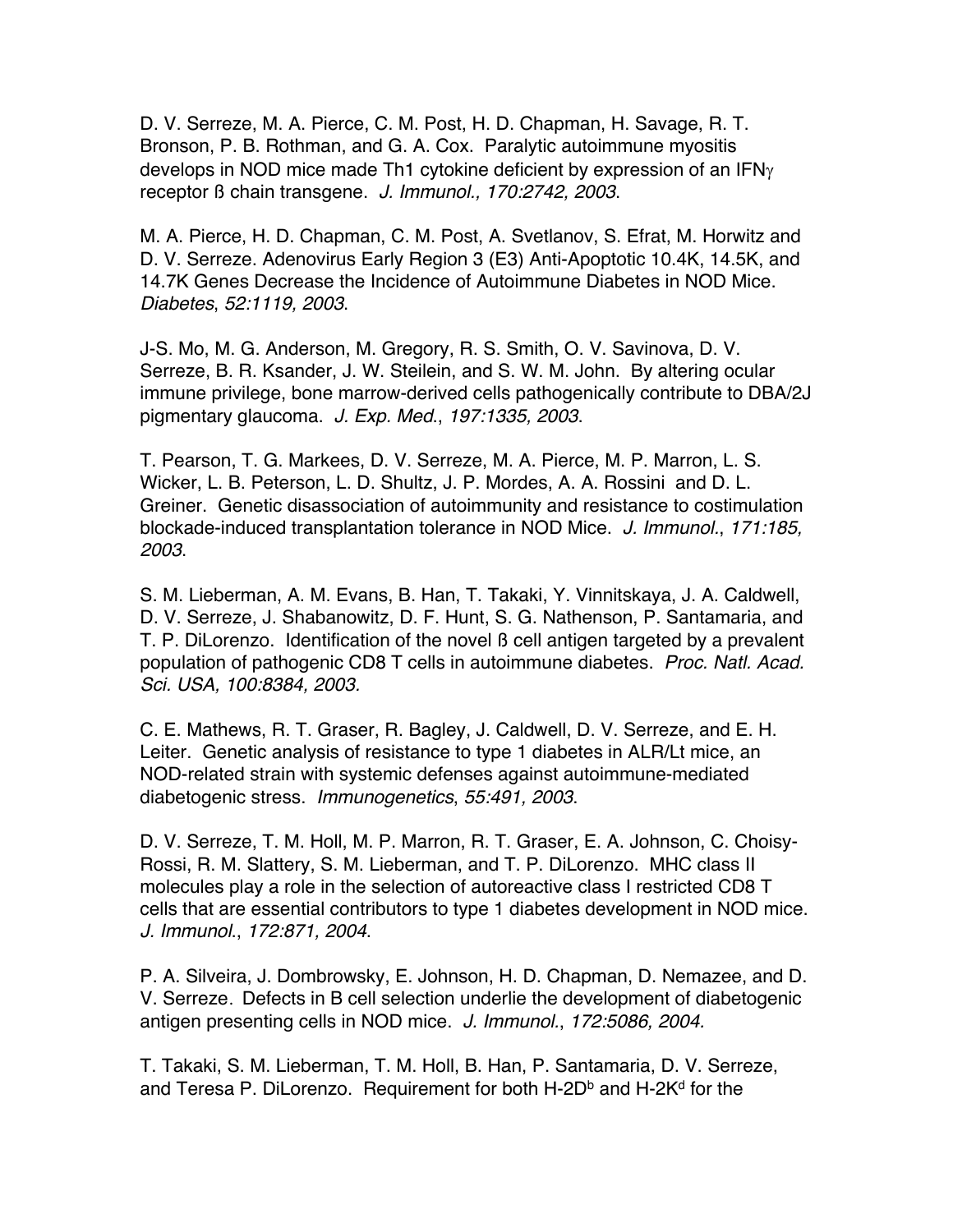D. V. Serreze, M. A. Pierce, C. M. Post, H. D. Chapman, H. Savage, R. T. Bronson, P. B. Rothman, and G. A. Cox. Paralytic autoimmune myositis develops in NOD mice made Th1 cytokine deficient by expression of an IFN$\gamma$ receptor ß chain transgene. *J. Immunol., 170:2742, 2003*.

M. A. Pierce, H. D. Chapman, C. M. Post, A. Svetlanov, S. Efrat, M. Horwitz and D. V. Serreze. Adenovirus Early Region 3 (E3) Anti-Apoptotic 10.4K, 14.5K, and 14.7K Genes Decrease the Incidence of Autoimmune Diabetes in NOD Mice. *Diabetes*, *52:1119, 2003*.

J-S. Mo, M. G. Anderson, M. Gregory, R. S. Smith, O. V. Savinova, D. V. Serreze, B. R. Ksander, J. W. Steilein, and S. W. M. John. By altering ocular immune privilege, bone marrow-derived cells pathogenically contribute to DBA/2J pigmentary glaucoma. *J. Exp. Med*., *197:1335, 2003*.

T. Pearson, T. G. Markees, D. V. Serreze, M. A. Pierce, M. P. Marron, L. S. Wicker, L. B. Peterson, L. D. Shultz, J. P. Mordes, A. A. Rossini and D. L. Greiner. Genetic disassociation of autoimmunity and resistance to costimulation blockade-induced transplantation tolerance in NOD Mice. *J. Immunol*., *171:185, 2003*.

S. M. Lieberman, A. M. Evans, B. Han, T. Takaki, Y. Vinnitskaya, J. A. Caldwell, D. V. Serreze, J. Shabanowitz, D. F. Hunt, S. G. Nathenson, P. Santamaria, and T. P. DiLorenzo. Identification of the novel ß cell antigen targeted by a prevalent population of pathogenic CD8 T cells in autoimmune diabetes. *Proc. Natl. Acad. Sci. USA, 100:8384, 2003.*

C. E. Mathews, R. T. Graser, R. Bagley, J. Caldwell, D. V. Serreze, and E. H. Leiter. Genetic analysis of resistance to type 1 diabetes in ALR/Lt mice, an NOD-related strain with systemic defenses against autoimmune-mediated diabetogenic stress. *Immunogenetics*, *55:491, 2003*.

D. V. Serreze, T. M. Holl, M. P. Marron, R. T. Graser, E. A. Johnson, C. Choisy-Rossi, R. M. Slattery, S. M. Lieberman, and T. P. DiLorenzo. MHC class II molecules play a role in the selection of autoreactive class I restricted CD8 T cells that are essential contributors to type 1 diabetes development in NOD mice. *J. Immunol*., *172:871, 2004*.

P. A. Silveira, J. Dombrowsky, E. Johnson, H. D. Chapman, D. Nemazee, and D. V. Serreze. Defects in B cell selection underlie the development of diabetogenic antigen presenting cells in NOD mice. *J. Immunol*., *172:5086, 2004.*

T. Takaki, S. M. Lieberman, T. M. Holl, B. Han, P. Santamaria, D. V. Serreze, and Teresa P. DiLorenzo. Requirement for both H-2D$^b$ and H-2K$^d$ for the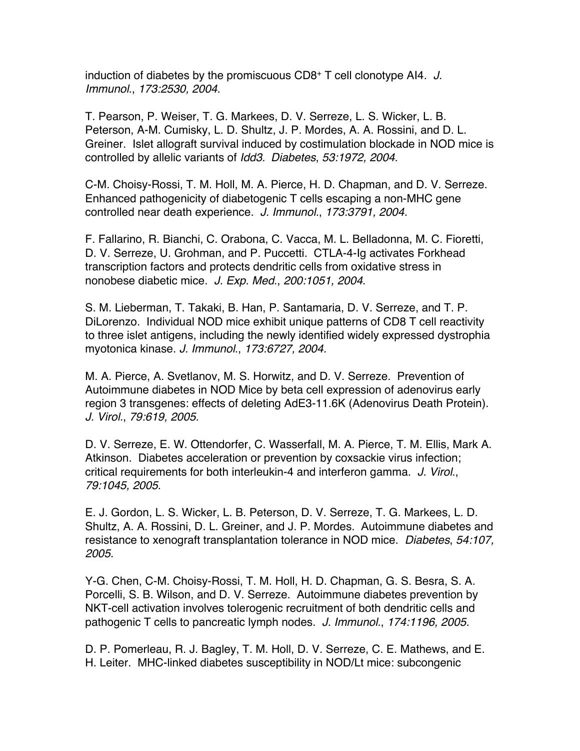induction of diabetes by the promiscuous CD8⁺ T cell clonotype AI4. *J. Immunol.*, *173:2530, 2004*.

T. Pearson, P. Weiser, T. G. Markees, D. V. Serreze, L. S. Wicker, L. B. Peterson, A-M. Cumisky, L. D. Shultz, J. P. Mordes, A. A. Rossini, and D. L. Greiner. Islet allograft survival induced by costimulation blockade in NOD mice is controlled by allelic variants of *Idd3*. *Diabetes*, *53:1972, 2004*.

C-M. Choisy-Rossi, T. M. Holl, M. A. Pierce, H. D. Chapman, and D. V. Serreze. Enhanced pathogenicity of diabetogenic T cells escaping a non-MHC gene controlled near death experience. *J. Immunol.*, *173:3791, 2004.*

F. Fallarino, R. Bianchi, C. Orabona, C. Vacca, M. L. Belladonna, M. C. Fioretti, D. V. Serreze, U. Grohman, and P. Puccetti. CTLA-4-Ig activates Forkhead transcription factors and protects dendritic cells from oxidative stress in nonobese diabetic mice. *J. Exp. Med.*, *200:1051, 2004*.

S. M. Lieberman, T. Takaki, B. Han, P. Santamaria, D. V. Serreze, and T. P. DiLorenzo. Individual NOD mice exhibit unique patterns of CD8 T cell reactivity to three islet antigens, including the newly identified widely expressed dystrophia myotonica kinase. *J. Immunol.*, *173:6727, 2004.*

M. A. Pierce, A. Svetlanov, M. S. Horwitz, and D. V. Serreze. Prevention of Autoimmune diabetes in NOD Mice by beta cell expression of adenovirus early region 3 transgenes: effects of deleting AdE3-11.6K (Adenovirus Death Protein). *J. Virol.*, *79:619, 2005*.

D. V. Serreze, E. W. Ottendorfer, C. Wasserfall, M. A. Pierce, T. M. Ellis, Mark A. Atkinson. Diabetes acceleration or prevention by coxsackie virus infection; critical requirements for both interleukin-4 and interferon gamma. *J. Virol.*, *79:1045, 2005*.

E. J. Gordon, L. S. Wicker, L. B. Peterson, D. V. Serreze, T. G. Markees, L. D. Shultz, A. A. Rossini, D. L. Greiner, and J. P. Mordes. Autoimmune diabetes and resistance to xenograft transplantation tolerance in NOD mice. *Diabetes*, *54:107, 2005*.

Y-G. Chen, C-M. Choisy-Rossi, T. M. Holl, H. D. Chapman, G. S. Besra, S. A. Porcelli, S. B. Wilson, and D. V. Serreze. Autoimmune diabetes prevention by NKT-cell activation involves tolerogenic recruitment of both dendritic cells and pathogenic T cells to pancreatic lymph nodes. *J. Immunol.*, *174:1196, 2005.*

D. P. Pomerleau, R. J. Bagley, T. M. Holl, D. V. Serreze, C. E. Mathews, and E. H. Leiter. MHC-linked diabetes susceptibility in NOD/Lt mice: subcongenic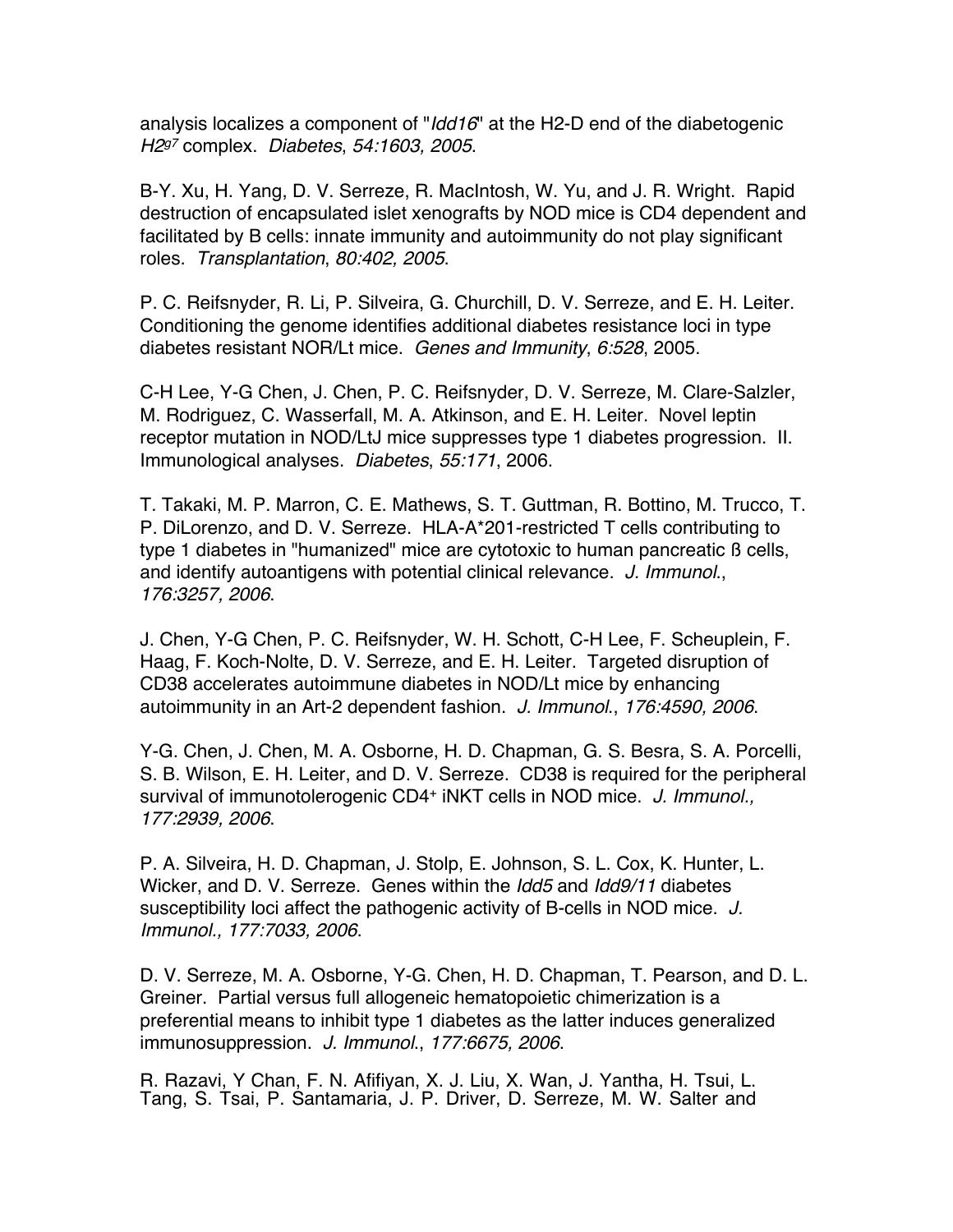analysis localizes a component of "*Idd16*" at the H2-D end of the diabetogenic *H2*$^{g7}$ complex. *Diabetes*, *54:1603, 2005*.

B-Y. Xu, H. Yang, D. V. Serreze, R. MacIntosh, W. Yu, and J. R. Wright. Rapid destruction of encapsulated islet xenografts by NOD mice is CD4 dependent and facilitated by B cells: innate immunity and autoimmunity do not play significant roles. *Transplantation*, *80:402, 2005*.

P. C. Reifsnyder, R. Li, P. Silveira, G. Churchill, D. V. Serreze, and E. H. Leiter. Conditioning the genome identifies additional diabetes resistance loci in type diabetes resistant NOR/Lt mice. *Genes and Immunity*, *6:528*, 2005.

C-H Lee, Y-G Chen, J. Chen, P. C. Reifsnyder, D. V. Serreze, M. Clare-Salzler, M. Rodriguez, C. Wasserfall, M. A. Atkinson, and E. H. Leiter. Novel leptin receptor mutation in NOD/LtJ mice suppresses type 1 diabetes progression. II. Immunological analyses. *Diabetes*, *55:171*, 2006.

T. Takaki, M. P. Marron, C. E. Mathews, S. T. Guttman, R. Bottino, M. Trucco, T. P. DiLorenzo, and D. V. Serreze. HLA-A*201-restricted T cells contributing to type 1 diabetes in "humanized" mice are cytotoxic to human pancreatic ß cells, and identify autoantigens with potential clinical relevance. *J. Immunol.*, *176:3257, 2006*.

J. Chen, Y-G Chen, P. C. Reifsnyder, W. H. Schott, C-H Lee, F. Scheuplein, F. Haag, F. Koch-Nolte, D. V. Serreze, and E. H. Leiter. Targeted disruption of CD38 accelerates autoimmune diabetes in NOD/Lt mice by enhancing autoimmunity in an Art-2 dependent fashion. *J. Immunol.*, *176:4590, 2006*.

Y-G. Chen, J. Chen, M. A. Osborne, H. D. Chapman, G. S. Besra, S. A. Porcelli, S. B. Wilson, E. H. Leiter, and D. V. Serreze. CD38 is required for the peripheral survival of immunotolerogenic CD4$^{+}$ iNKT cells in NOD mice. *J. Immunol., 177:2939, 2006*.

P. A. Silveira, H. D. Chapman, J. Stolp, E. Johnson, S. L. Cox, K. Hunter, L. Wicker, and D. V. Serreze. Genes within the *Idd5* and *Idd9/11* diabetes susceptibility loci affect the pathogenic activity of B-cells in NOD mice. *J. Immunol., 177:7033, 2006*.

D. V. Serreze, M. A. Osborne, Y-G. Chen, H. D. Chapman, T. Pearson, and D. L. Greiner. Partial versus full allogeneic hematopoietic chimerization is a preferential means to inhibit type 1 diabetes as the latter induces generalized immunosuppression. *J. Immunol.*, *177:6675, 2006*.

R. Razavi, Y Chan, F. N. Afifiyan, X. J. Liu, X. Wan, J. Yantha, H. Tsui, L. Tang, S. Tsai, P. Santamaria, J. P. Driver, D. Serreze, M. W. Salter and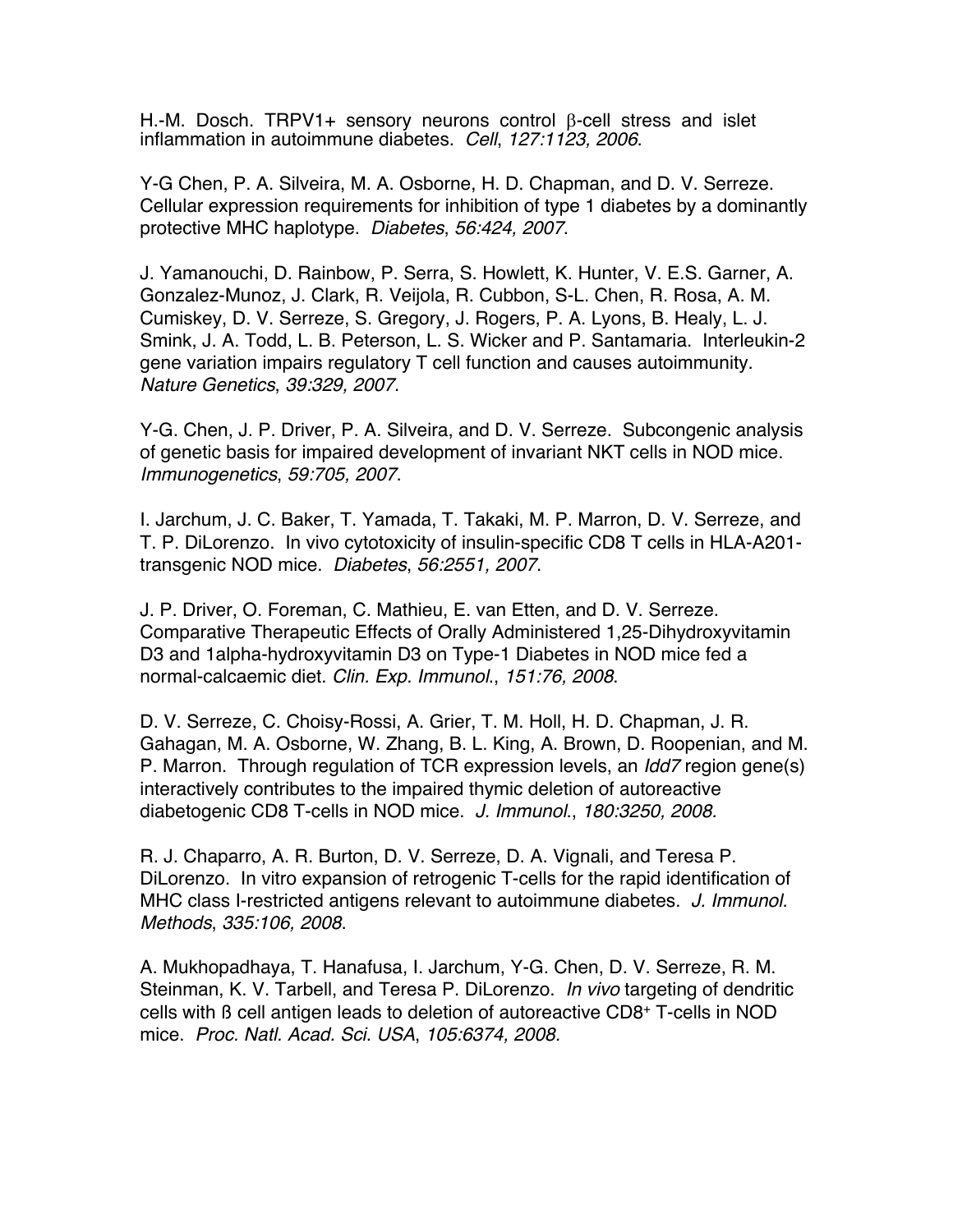H.-M. Dosch. TRPV1+ sensory neurons control β-cell stress and islet inflammation in autoimmune diabetes. *Cell*, *127:1123, 2006*.

Y-G Chen, P. A. Silveira, M. A. Osborne, H. D. Chapman, and D. V. Serreze. Cellular expression requirements for inhibition of type 1 diabetes by a dominantly protective MHC haplotype. *Diabetes*, *56:424, 2007*.

J. Yamanouchi, D. Rainbow, P. Serra, S. Howlett, K. Hunter, V. E.S. Garner, A. Gonzalez-Munoz, J. Clark, R. Veijola, R. Cubbon, S-L. Chen, R. Rosa, A. M. Cumiskey, D. V. Serreze, S. Gregory, J. Rogers, P. A. Lyons, B. Healy, L. J. Smink, J. A. Todd, L. B. Peterson, L. S. Wicker and P. Santamaria. Interleukin-2 gene variation impairs regulatory T cell function and causes autoimmunity. *Nature Genetics*, *39:329, 2007*.

Y-G. Chen, J. P. Driver, P. A. Silveira, and D. V. Serreze. Subcongenic analysis of genetic basis for impaired development of invariant NKT cells in NOD mice. *Immunogenetics*, *59:705, 2007*.

I. Jarchum, J. C. Baker, T. Yamada, T. Takaki, M. P. Marron, D. V. Serreze, and T. P. DiLorenzo. In vivo cytotoxicity of insulin-specific CD8 T cells in HLA-A201-transgenic NOD mice. *Diabetes*, *56:2551, 2007*.

J. P. Driver, O. Foreman, C. Mathieu, E. van Etten, and D. V. Serreze. Comparative Therapeutic Effects of Orally Administered 1,25-Dihydroxyvitamin D3 and 1alpha-hydroxyvitamin D3 on Type-1 Diabetes in NOD mice fed a normal-calcaemic diet. *Clin. Exp. Immunol.*, *151:76, 2008*.

D. V. Serreze, C. Choisy-Rossi, A. Grier, T. M. Holl, H. D. Chapman, J. R. Gahagan, M. A. Osborne, W. Zhang, B. L. King, A. Brown, D. Roopenian, and M. P. Marron. Through regulation of TCR expression levels, an *Idd7* region gene(s) interactively contributes to the impaired thymic deletion of autoreactive diabetogenic CD8 T-cells in NOD mice. *J. Immunol.*, *180:3250, 2008.*

R. J. Chaparro, A. R. Burton, D. V. Serreze, D. A. Vignali, and Teresa P. DiLorenzo. In vitro expansion of retrogenic T-cells for the rapid identification of MHC class I-restricted antigens relevant to autoimmune diabetes. *J. Immunol. Methods*, *335:106, 2008*.

A. Mukhopadhaya, T. Hanafusa, I. Jarchum, Y-G. Chen, D. V. Serreze, R. M. Steinman, K. V. Tarbell, and Teresa P. DiLorenzo. *In vivo* targeting of dendritic cells with ß cell antigen leads to deletion of autoreactive CD8+ T-cells in NOD mice. *Proc. Natl. Acad. Sci. USA*, *105:6374, 2008*.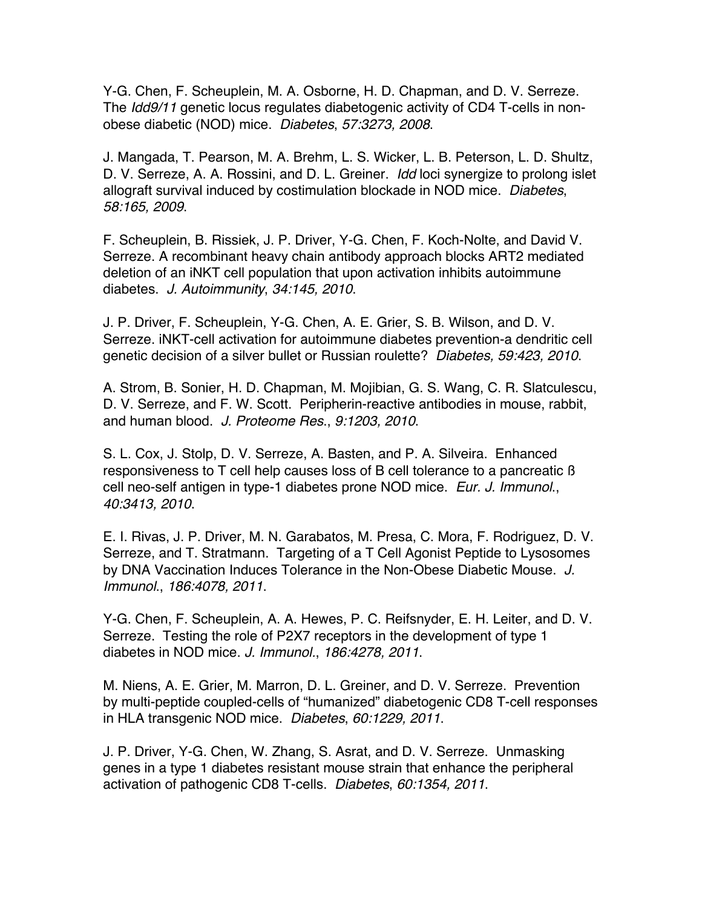Y-G. Chen, F. Scheuplein, M. A. Osborne, H. D. Chapman, and D. V. Serreze. The *Idd9/11* genetic locus regulates diabetogenic activity of CD4 T-cells in non-obese diabetic (NOD) mice. *Diabetes*, *57:3273, 2008*.

J. Mangada, T. Pearson, M. A. Brehm, L. S. Wicker, L. B. Peterson, L. D. Shultz, D. V. Serreze, A. A. Rossini, and D. L. Greiner. *Idd* loci synergize to prolong islet allograft survival induced by costimulation blockade in NOD mice. *Diabetes*, *58:165, 2009*.

F. Scheuplein, B. Rissiek, J. P. Driver, Y-G. Chen, F. Koch-Nolte, and David V. Serreze. A recombinant heavy chain antibody approach blocks ART2 mediated deletion of an iNKT cell population that upon activation inhibits autoimmune diabetes. *J. Autoimmunity*, *34:145, 2010*.

J. P. Driver, F. Scheuplein, Y-G. Chen, A. E. Grier, S. B. Wilson, and D. V. Serreze. iNKT-cell activation for autoimmune diabetes prevention-a dendritic cell genetic decision of a silver bullet or Russian roulette? *Diabetes, 59:423, 2010*.

A. Strom, B. Sonier, H. D. Chapman, M. Mojibian, G. S. Wang, C. R. Slatculescu, D. V. Serreze, and F. W. Scott. Peripherin-reactive antibodies in mouse, rabbit, and human blood. *J. Proteome Res.*, *9:1203, 2010*.

S. L. Cox, J. Stolp, D. V. Serreze, A. Basten, and P. A. Silveira. Enhanced responsiveness to T cell help causes loss of B cell tolerance to a pancreatic ß cell neo-self antigen in type-1 diabetes prone NOD mice. *Eur. J. Immunol.*, *40:3413, 2010*.

E. I. Rivas, J. P. Driver, M. N. Garabatos, M. Presa, C. Mora, F. Rodriguez, D. V. Serreze, and T. Stratmann. Targeting of a T Cell Agonist Peptide to Lysosomes by DNA Vaccination Induces Tolerance in the Non-Obese Diabetic Mouse. *J. Immunol.*, *186:4078, 2011*.

Y-G. Chen, F. Scheuplein, A. A. Hewes, P. C. Reifsnyder, E. H. Leiter, and D. V. Serreze. Testing the role of P2X7 receptors in the development of type 1 diabetes in NOD mice. *J. Immunol.*, *186:4278, 2011*.

M. Niens, A. E. Grier, M. Marron, D. L. Greiner, and D. V. Serreze. Prevention by multi-peptide coupled-cells of "humanized" diabetogenic CD8 T-cell responses in HLA transgenic NOD mice. *Diabetes*, *60:1229, 2011*.

J. P. Driver, Y-G. Chen, W. Zhang, S. Asrat, and D. V. Serreze. Unmasking genes in a type 1 diabetes resistant mouse strain that enhance the peripheral activation of pathogenic CD8 T-cells. *Diabetes*, *60:1354, 2011*.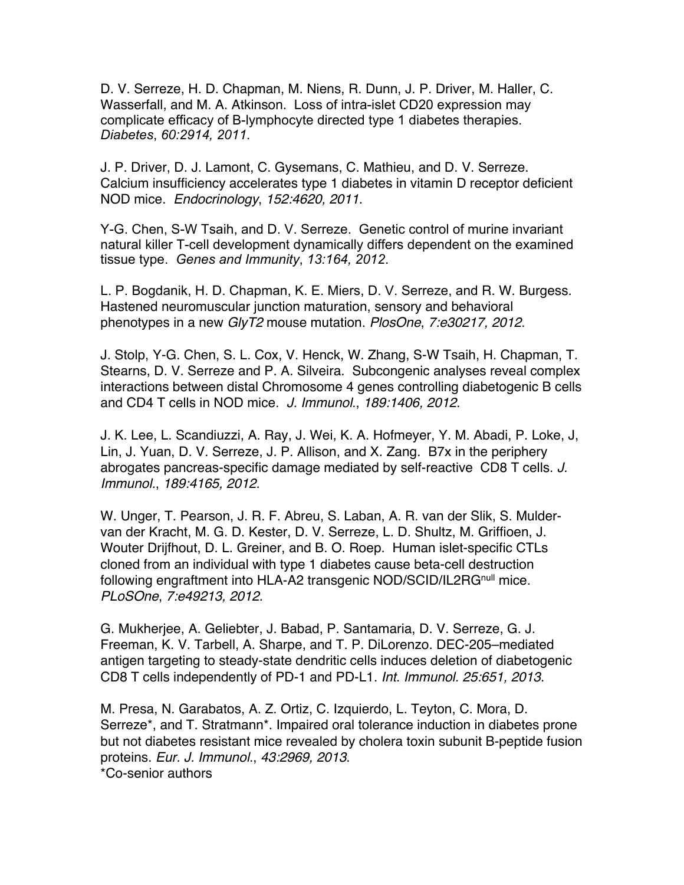D. V. Serreze, H. D. Chapman, M. Niens, R. Dunn, J. P. Driver, M. Haller, C. Wasserfall, and M. A. Atkinson. Loss of intra-islet CD20 expression may complicate efficacy of B-lymphocyte directed type 1 diabetes therapies. *Diabetes*, *60:2914, 2011*.

J. P. Driver, D. J. Lamont, C. Gysemans, C. Mathieu, and D. V. Serreze. Calcium insufficiency accelerates type 1 diabetes in vitamin D receptor deficient NOD mice. *Endocrinology*, *152:4620, 2011*.

Y-G. Chen, S-W Tsaih, and D. V. Serreze. Genetic control of murine invariant natural killer T-cell development dynamically differs dependent on the examined tissue type. *Genes and Immunity*, *13:164, 2012*.

L. P. Bogdanik, H. D. Chapman, K. E. Miers, D. V. Serreze, and R. W. Burgess. Hastened neuromuscular junction maturation, sensory and behavioral phenotypes in a new *GlyT2* mouse mutation. *PlosOne*, *7:e30217, 2012*.

J. Stolp, Y-G. Chen, S. L. Cox, V. Henck, W. Zhang, S-W Tsaih, H. Chapman, T. Stearns, D. V. Serreze and P. A. Silveira. Subcongenic analyses reveal complex interactions between distal Chromosome 4 genes controlling diabetogenic B cells and CD4 T cells in NOD mice. *J. Immunol.*, *189:1406, 2012*.

J. K. Lee, L. Scandiuzzi, A. Ray, J. Wei, K. A. Hofmeyer, Y. M. Abadi, P. Loke, J, Lin, J. Yuan, D. V. Serreze, J. P. Allison, and X. Zang. B7x in the periphery abrogates pancreas-specific damage mediated by self-reactive CD8 T cells. *J. Immunol.*, *189:4165, 2012*.

W. Unger, T. Pearson, J. R. F. Abreu, S. Laban, A. R. van der Slik, S. Mulder-van der Kracht, M. G. D. Kester, D. V. Serreze, L. D. Shultz, M. Griffioen, J. Wouter Drijfhout, D. L. Greiner, and B. O. Roep. Human islet-specific CTLs cloned from an individual with type 1 diabetes cause beta-cell destruction following engraftment into HLA-A2 transgenic NOD/SCID/IL2RG$^{null}$ mice. *PLoSOne*, *7:e49213, 2012.*

G. Mukherjee, A. Geliebter, J. Babad, P. Santamaria, D. V. Serreze, G. J. Freeman, K. V. Tarbell, A. Sharpe, and T. P. DiLorenzo. DEC-205–mediated antigen targeting to steady-state dendritic cells induces deletion of diabetogenic CD8 T cells independently of PD-1 and PD-L1. *Int. Immunol. 25:651, 2013*.

M. Presa, N. Garabatos, A. Z. Ortiz, C. Izquierdo, L. Teyton, C. Mora, D. Serreze*, and T. Stratmann*. Impaired oral tolerance induction in diabetes prone but not diabetes resistant mice revealed by cholera toxin subunit B-peptide fusion proteins. *Eur. J. Immunol.*, *43:2969, 2013*.
*Co-senior authors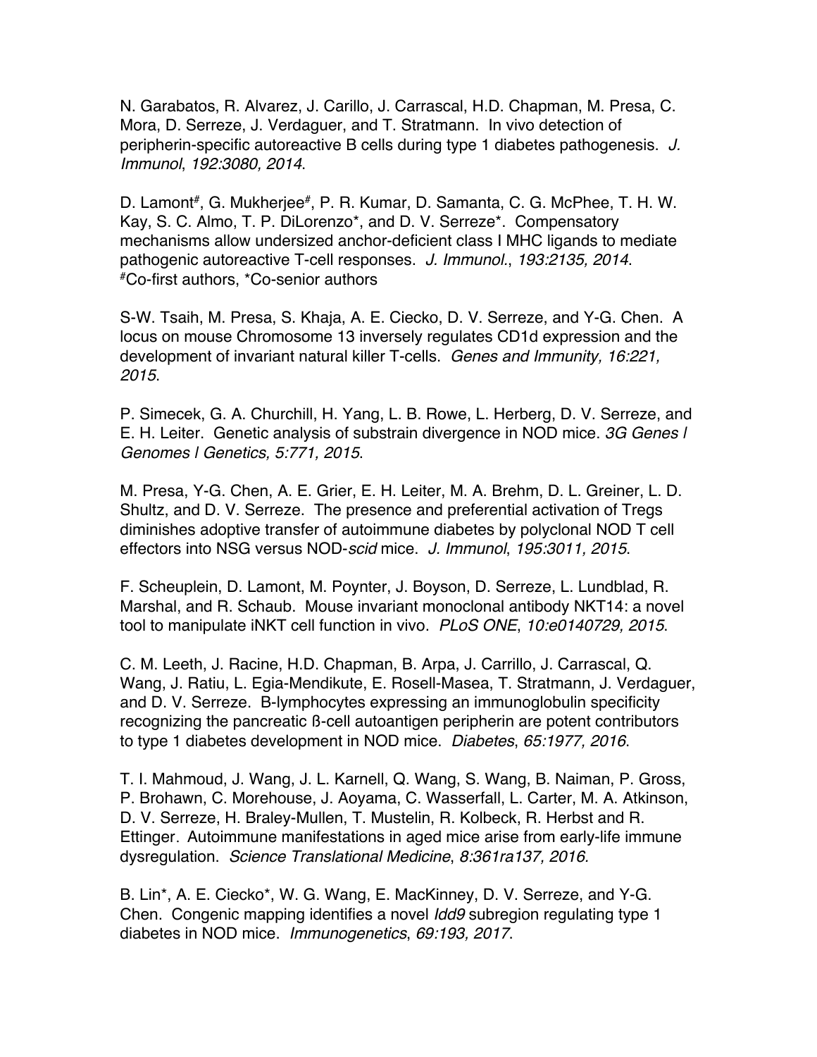N. Garabatos, R. Alvarez, J. Carillo, J. Carrascal, H.D. Chapman, M. Presa, C. Mora, D. Serreze, J. Verdaguer, and T. Stratmann. In vivo detection of peripherin-specific autoreactive B cells during type 1 diabetes pathogenesis. *J. Immunol*, *192:3080, 2014*.

D. Lamont[#], G. Mukherjee[#], P. R. Kumar, D. Samanta, C. G. McPhee, T. H. W. Kay, S. C. Almo, T. P. DiLorenzo*, and D. V. Serreze*. Compensatory mechanisms allow undersized anchor-deficient class I MHC ligands to mediate pathogenic autoreactive T-cell responses. *J. Immunol.*, *193:2135, 2014*.
[#]Co-first authors, *Co-senior authors

S-W. Tsaih, M. Presa, S. Khaja, A. E. Ciecko, D. V. Serreze, and Y-G. Chen. A locus on mouse Chromosome 13 inversely regulates CD1d expression and the development of invariant natural killer T-cells. *Genes and Immunity, 16:221, 2015*.

P. Simecek, G. A. Churchill, H. Yang, L. B. Rowe, L. Herberg, D. V. Serreze, and E. H. Leiter. Genetic analysis of substrain divergence in NOD mice. *3G Genes | Genomes | Genetics, 5:771, 2015*.

M. Presa, Y-G. Chen, A. E. Grier, E. H. Leiter, M. A. Brehm, D. L. Greiner, L. D. Shultz, and D. V. Serreze. The presence and preferential activation of Tregs diminishes adoptive transfer of autoimmune diabetes by polyclonal NOD T cell effectors into NSG versus NOD-*scid* mice. *J. Immunol*, *195:3011, 2015*.

F. Scheuplein, D. Lamont, M. Poynter, J. Boyson, D. Serreze, L. Lundblad, R. Marshal, and R. Schaub. Mouse invariant monoclonal antibody NKT14: a novel tool to manipulate iNKT cell function in vivo. *PLoS ONE*, *10:e0140729, 2015*.

C. M. Leeth, J. Racine, H.D. Chapman, B. Arpa, J. Carrillo, J. Carrascal, Q. Wang, J. Ratiu, L. Egia-Mendikute, E. Rosell-Masea, T. Stratmann, J. Verdaguer, and D. V. Serreze. B-lymphocytes expressing an immunoglobulin specificity recognizing the pancreatic ß-cell autoantigen peripherin are potent contributors to type 1 diabetes development in NOD mice. *Diabetes*, *65:1977, 2016*.

T. I. Mahmoud, J. Wang, J. L. Karnell, Q. Wang, S. Wang, B. Naiman, P. Gross, P. Brohawn, C. Morehouse, J. Aoyama, C. Wasserfall, L. Carter, M. A. Atkinson, D. V. Serreze, H. Braley-Mullen, T. Mustelin, R. Kolbeck, R. Herbst and R. Ettinger. Autoimmune manifestations in aged mice arise from early-life immune dysregulation. *Science Translational Medicine*, *8:361ra137, 2016*.

B. Lin*, A. E. Ciecko*, W. G. Wang, E. MacKinney, D. V. Serreze, and Y-G. Chen. Congenic mapping identifies a novel *Idd9* subregion regulating type 1 diabetes in NOD mice. *Immunogenetics*, *69:193, 2017*.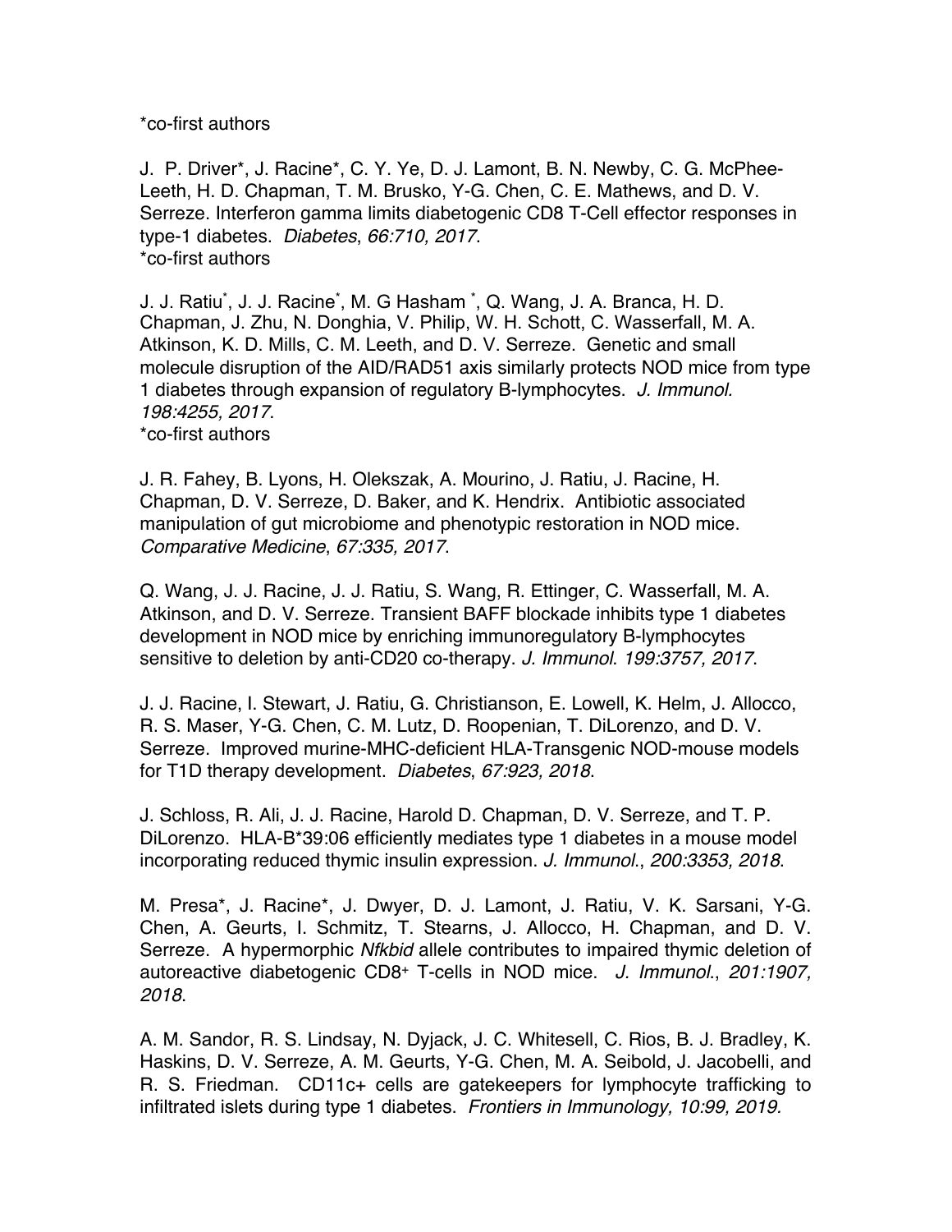*co-first authors

J. P. Driver*, J. Racine*, C. Y. Ye, D. J. Lamont, B. N. Newby, C. G. McPhee-Leeth, H. D. Chapman, T. M. Brusko, Y-G. Chen, C. E. Mathews, and D. V. Serreze. Interferon gamma limits diabetogenic CD8 T-Cell effector responses in type-1 diabetes. *Diabetes*, *66:710, 2017*.
*co-first authors

J. J. Ratiu*, J. J. Racine*, M. G Hasham *, Q. Wang, J. A. Branca, H. D. Chapman, J. Zhu, N. Donghia, V. Philip, W. H. Schott, C. Wasserfall, M. A. Atkinson, K. D. Mills, C. M. Leeth, and D. V. Serreze. Genetic and small molecule disruption of the AID/RAD51 axis similarly protects NOD mice from type 1 diabetes through expansion of regulatory B-lymphocytes. *J. Immunol. 198:4255, 2017*.
*co-first authors

J. R. Fahey, B. Lyons, H. Olekszak, A. Mourino, J. Ratiu, J. Racine, H. Chapman, D. V. Serreze, D. Baker, and K. Hendrix. Antibiotic associated manipulation of gut microbiome and phenotypic restoration in NOD mice. *Comparative Medicine*, *67:335, 2017*.

Q. Wang, J. J. Racine, J. J. Ratiu, S. Wang, R. Ettinger, C. Wasserfall, M. A. Atkinson, and D. V. Serreze. Transient BAFF blockade inhibits type 1 diabetes development in NOD mice by enriching immunoregulatory B-lymphocytes sensitive to deletion by anti-CD20 co-therapy. *J. Immunol*. *199:3757, 2017*.

J. J. Racine, I. Stewart, J. Ratiu, G. Christianson, E. Lowell, K. Helm, J. Allocco, R. S. Maser, Y-G. Chen, C. M. Lutz, D. Roopenian, T. DiLorenzo, and D. V. Serreze. Improved murine-MHC-deficient HLA-Transgenic NOD-mouse models for T1D therapy development. *Diabetes*, *67:923, 2018*.

J. Schloss, R. Ali, J. J. Racine, Harold D. Chapman, D. V. Serreze, and T. P. DiLorenzo. HLA-B*39:06 efficiently mediates type 1 diabetes in a mouse model incorporating reduced thymic insulin expression. *J. Immunol*., *200:3353, 2018*.

M. Presa*, J. Racine*, J. Dwyer, D. J. Lamont, J. Ratiu, V. K. Sarsani, Y-G. Chen, A. Geurts, I. Schmitz, T. Stearns, J. Allocco, H. Chapman, and D. V. Serreze. A hypermorphic *Nfkbid* allele contributes to impaired thymic deletion of autoreactive diabetogenic $CD8^+$ T-cells in NOD mice. *J. Immunol*., *201:1907, 2018*.

A. M. Sandor, R. S. Lindsay, N. Dyjack, J. C. Whitesell, C. Rios, B. J. Bradley, K. Haskins, D. V. Serreze, A. M. Geurts, Y-G. Chen, M. A. Seibold, J. Jacobelli, and R. S. Friedman. CD11c+ cells are gatekeepers for lymphocyte trafficking to infiltrated islets during type 1 diabetes. *Frontiers in Immunology, 10:99, 2019.*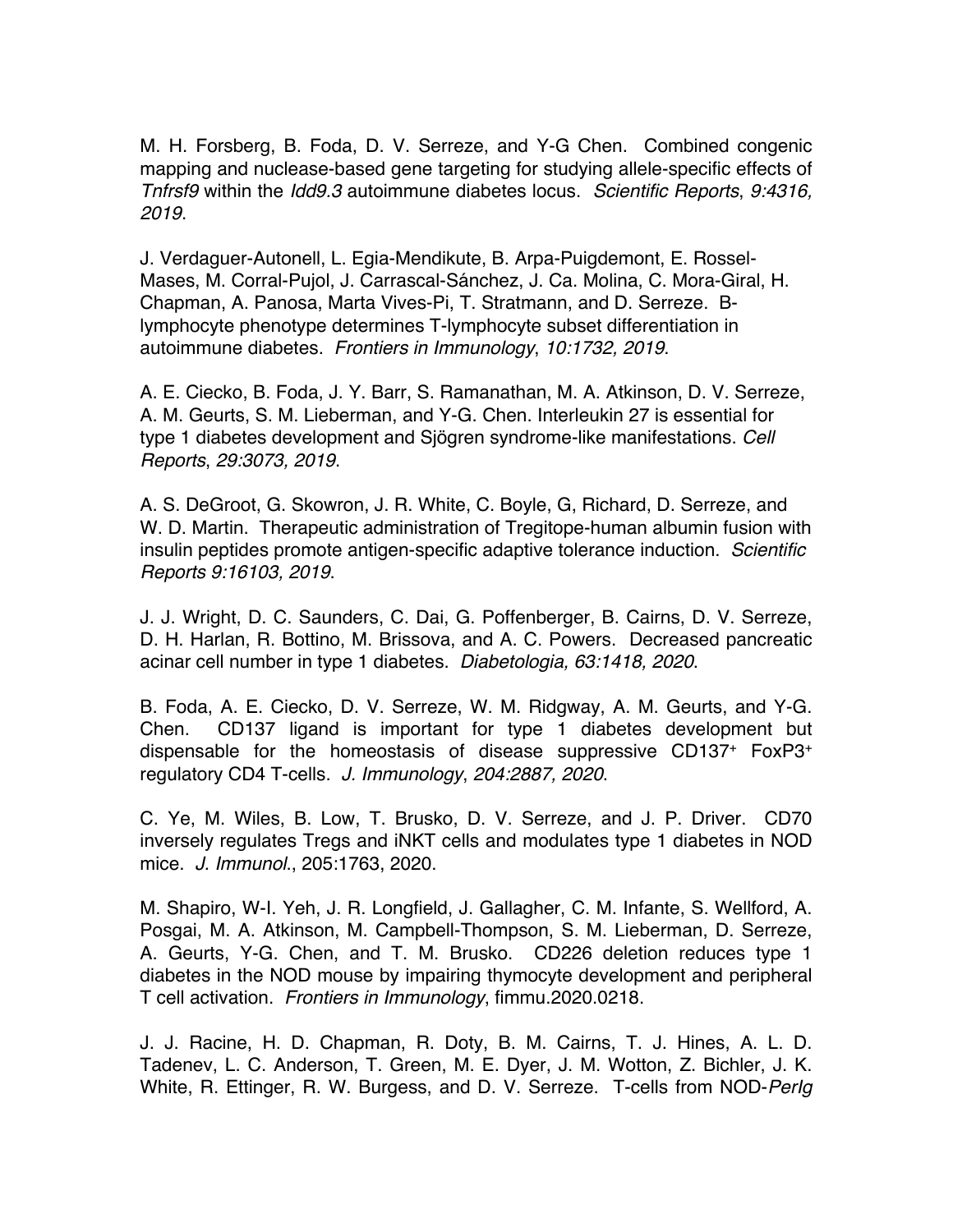M. H. Forsberg, B. Foda, D. V. Serreze, and Y-G Chen. Combined congenic mapping and nuclease-based gene targeting for studying allele-specific effects of *Tnfrsf9* within the *Idd9.3* autoimmune diabetes locus. *Scientific Reports*, *9:4316, 2019*.

J. Verdaguer-Autonell, L. Egia-Mendikute, B. Arpa-Puigdemont, E. Rossel-Mases, M. Corral-Pujol, J. Carrascal-Sánchez, J. Ca. Molina, C. Mora-Giral, H. Chapman, A. Panosa, Marta Vives-Pi, T. Stratmann, and D. Serreze. B-lymphocyte phenotype determines T-lymphocyte subset differentiation in autoimmune diabetes. *Frontiers in Immunology*, *10:1732, 2019*.

A. E. Ciecko, B. Foda, J. Y. Barr, S. Ramanathan, M. A. Atkinson, D. V. Serreze, A. M. Geurts, S. M. Lieberman, and Y-G. Chen. Interleukin 27 is essential for type 1 diabetes development and Sjögren syndrome-like manifestations. *Cell Reports*, *29:3073, 2019*.

A. S. DeGroot, G. Skowron, J. R. White, C. Boyle, G, Richard, D. Serreze, and W. D. Martin. Therapeutic administration of Tregitope-human albumin fusion with insulin peptides promote antigen-specific adaptive tolerance induction. *Scientific Reports 9:16103, 2019*.

J. J. Wright, D. C. Saunders, C. Dai, G. Poffenberger, B. Cairns, D. V. Serreze, D. H. Harlan, R. Bottino, M. Brissova, and A. C. Powers. Decreased pancreatic acinar cell number in type 1 diabetes. *Diabetologia, 63:1418, 2020*.

B. Foda, A. E. Ciecko, D. V. Serreze, W. M. Ridgway, A. M. Geurts, and Y-G. Chen. CD137 ligand is important for type 1 diabetes development but dispensable for the homeostasis of disease suppressive $CD137^{+}$ $FoxP3^{+}$ regulatory CD4 T-cells. *J. Immunology*, *204:2887, 2020*.

C. Ye, M. Wiles, B. Low, T. Brusko, D. V. Serreze, and J. P. Driver. CD70 inversely regulates Tregs and iNKT cells and modulates type 1 diabetes in NOD mice. *J. Immunol.*, 205:1763, 2020.

M. Shapiro, W-I. Yeh, J. R. Longfield, J. Gallagher, C. M. Infante, S. Wellford, A. Posgai, M. A. Atkinson, M. Campbell-Thompson, S. M. Lieberman, D. Serreze, A. Geurts, Y-G. Chen, and T. M. Brusko. CD226 deletion reduces type 1 diabetes in the NOD mouse by impairing thymocyte development and peripheral T cell activation. *Frontiers in Immunology*, fimmu.2020.0218.

J. J. Racine, H. D. Chapman, R. Doty, B. M. Cairns, T. J. Hines, A. L. D. Tadenev, L. C. Anderson, T. Green, M. E. Dyer, J. M. Wotton, Z. Bichler, J. K. White, R. Ettinger, R. W. Burgess, and D. V. Serreze. T-cells from NOD-*PerIg*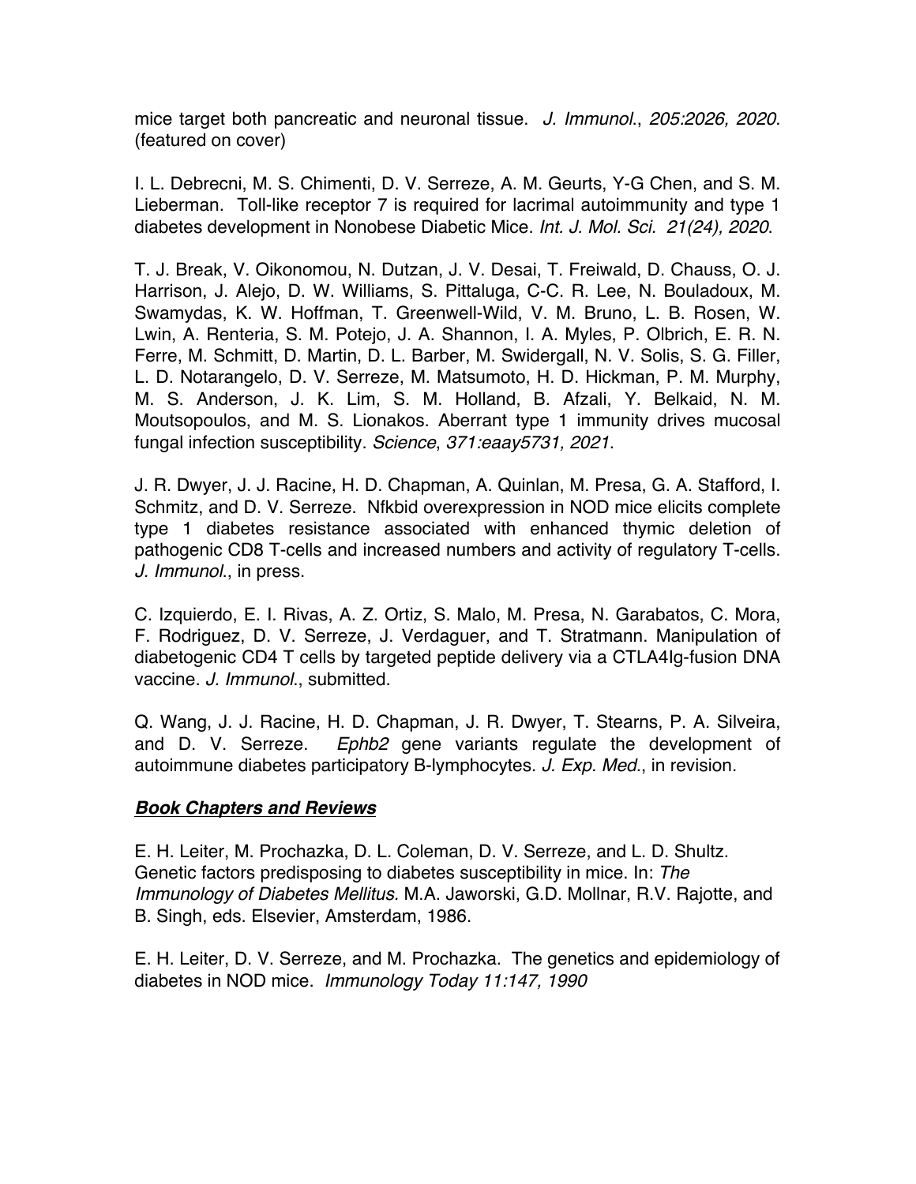mice target both pancreatic and neuronal tissue. *J. Immunol.*, *205:2026, 2020*. (featured on cover)

I. L. Debrecni, M. S. Chimenti, D. V. Serreze, A. M. Geurts, Y-G Chen, and S. M. Lieberman. Toll-like receptor 7 is required for lacrimal autoimmunity and type 1 diabetes development in Nonobese Diabetic Mice. *Int. J. Mol. Sci. 21(24), 2020*.

T. J. Break, V. Oikonomou, N. Dutzan, J. V. Desai, T. Freiwald, D. Chauss, O. J. Harrison, J. Alejo, D. W. Williams, S. Pittaluga, C-C. R. Lee, N. Bouladoux, M. Swamydas, K. W. Hoffman, T. Greenwell-Wild, V. M. Bruno, L. B. Rosen, W. Lwin, A. Renteria, S. M. Potejo, J. A. Shannon, I. A. Myles, P. Olbrich, E. R. N. Ferre, M. Schmitt, D. Martin, D. L. Barber, M. Swidergall, N. V. Solis, S. G. Filler, L. D. Notarangelo, D. V. Serreze, M. Matsumoto, H. D. Hickman, P. M. Murphy, M. S. Anderson, J. K. Lim, S. M. Holland, B. Afzali, Y. Belkaid, N. M. Moutsopoulos, and M. S. Lionakos. Aberrant type 1 immunity drives mucosal fungal infection susceptibility. *Science*, *371:eaay5731, 2021*.

J. R. Dwyer, J. J. Racine, H. D. Chapman, A. Quinlan, M. Presa, G. A. Stafford, I. Schmitz, and D. V. Serreze. Nfkbid overexpression in NOD mice elicits complete type 1 diabetes resistance associated with enhanced thymic deletion of pathogenic CD8 T-cells and increased numbers and activity of regulatory T-cells. *J. Immunol.*, in press.

C. Izquierdo, E. I. Rivas, A. Z. Ortiz, S. Malo, M. Presa, N. Garabatos, C. Mora, F. Rodriguez, D. V. Serreze, J. Verdaguer, and T. Stratmann. Manipulation of diabetogenic CD4 T cells by targeted peptide delivery via a CTLA4Ig-fusion DNA vaccine. *J. Immunol.*, submitted.

Q. Wang, J. J. Racine, H. D. Chapman, J. R. Dwyer, T. Stearns, P. A. Silveira, and D. V. Serreze. *Ephb2* gene variants regulate the development of autoimmune diabetes participatory B-lymphocytes. *J. Exp. Med.*, in revision.

***Book Chapters and Reviews***

E. H. Leiter, M. Prochazka, D. L. Coleman, D. V. Serreze, and L. D. Shultz. Genetic factors predisposing to diabetes susceptibility in mice. In: *The Immunology of Diabetes Mellitus.* M.A. Jaworski, G.D. Mollnar, R.V. Rajotte, and B. Singh, eds. Elsevier, Amsterdam, 1986.

E. H. Leiter, D. V. Serreze, and M. Prochazka. The genetics and epidemiology of diabetes in NOD mice. *Immunology Today 11:147, 1990*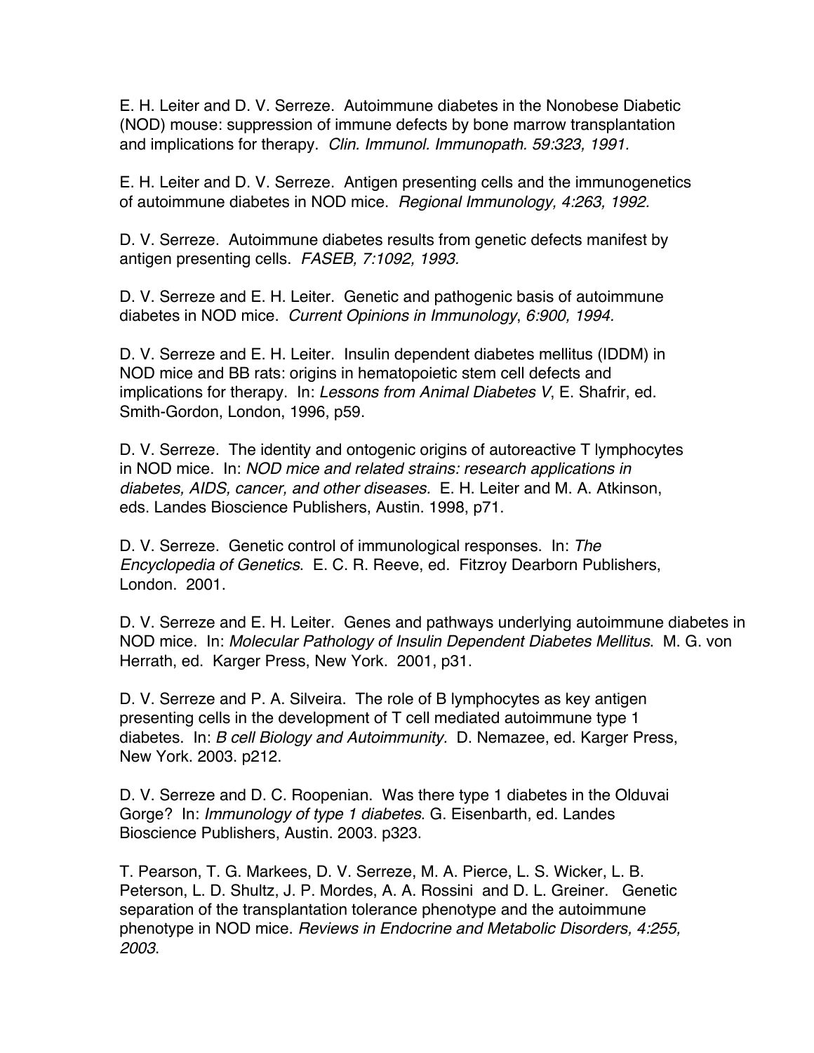E. H. Leiter and D. V. Serreze. Autoimmune diabetes in the Nonobese Diabetic (NOD) mouse: suppression of immune defects by bone marrow transplantation and implications for therapy. *Clin. Immunol. Immunopath. 59:323, 1991.*

E. H. Leiter and D. V. Serreze. Antigen presenting cells and the immunogenetics of autoimmune diabetes in NOD mice. *Regional Immunology, 4:263, 1992.*

D. V. Serreze. Autoimmune diabetes results from genetic defects manifest by antigen presenting cells. *FASEB, 7:1092, 1993.*

D. V. Serreze and E. H. Leiter. Genetic and pathogenic basis of autoimmune diabetes in NOD mice. *Current Opinions in Immunology*, *6:900, 1994.*

D. V. Serreze and E. H. Leiter. Insulin dependent diabetes mellitus (IDDM) in NOD mice and BB rats: origins in hematopoietic stem cell defects and implications for therapy. In: *Lessons from Animal Diabetes V*, E. Shafrir, ed. Smith-Gordon, London, 1996, p59.

D. V. Serreze. The identity and ontogenic origins of autoreactive T lymphocytes in NOD mice. In: *NOD mice and related strains: research applications in diabetes, AIDS, cancer, and other diseases.* E. H. Leiter and M. A. Atkinson, eds. Landes Bioscience Publishers, Austin. 1998, p71.

D. V. Serreze. Genetic control of immunological responses. In: *The Encyclopedia of Genetics*. E. C. R. Reeve, ed. Fitzroy Dearborn Publishers, London. 2001.

D. V. Serreze and E. H. Leiter. Genes and pathways underlying autoimmune diabetes in NOD mice. In: *Molecular Pathology of Insulin Dependent Diabetes Mellitus*. M. G. von Herrath, ed. Karger Press, New York. 2001, p31.

D. V. Serreze and P. A. Silveira. The role of B lymphocytes as key antigen presenting cells in the development of T cell mediated autoimmune type 1 diabetes. In: *B cell Biology and Autoimmunity.* D. Nemazee, ed. Karger Press, New York. 2003. p212.

D. V. Serreze and D. C. Roopenian. Was there type 1 diabetes in the Olduvai Gorge? In: *Immunology of type 1 diabetes*. G. Eisenbarth, ed. Landes Bioscience Publishers, Austin. 2003. p323.

T. Pearson, T. G. Markees, D. V. Serreze, M. A. Pierce, L. S. Wicker, L. B. Peterson, L. D. Shultz, J. P. Mordes, A. A. Rossini and D. L. Greiner. Genetic separation of the transplantation tolerance phenotype and the autoimmune phenotype in NOD mice. *Reviews in Endocrine and Metabolic Disorders, 4:255, 2003*.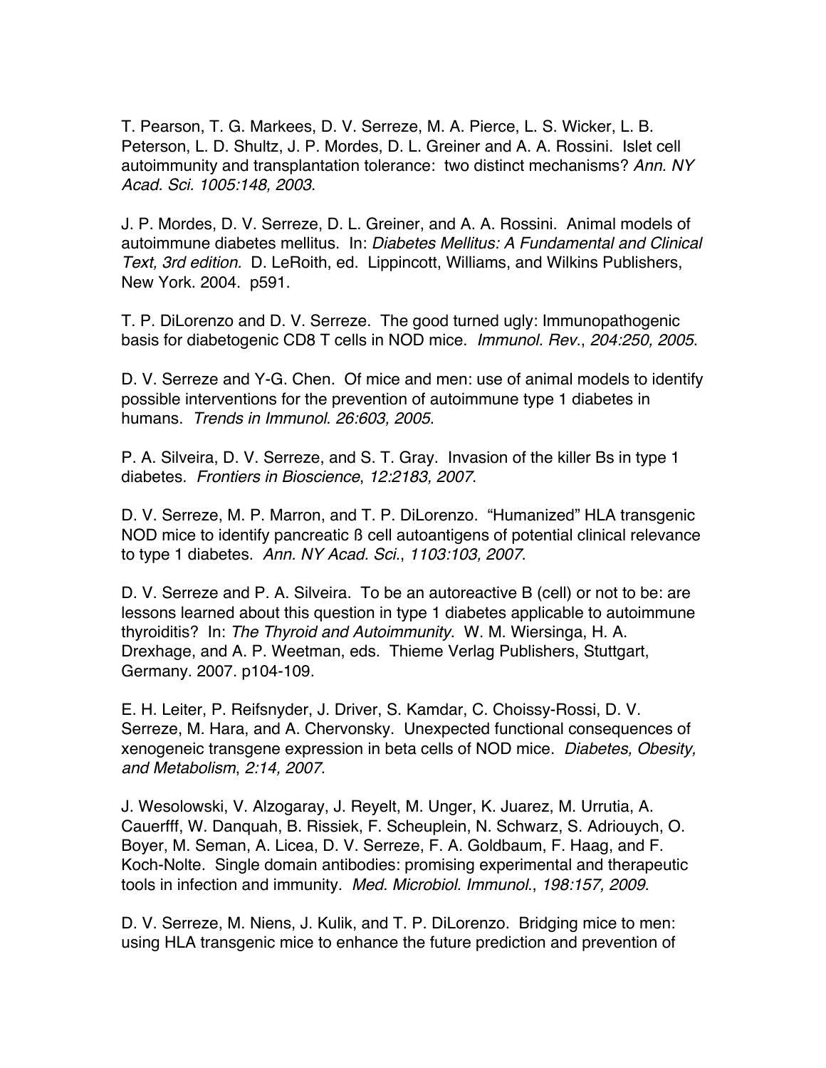T. Pearson, T. G. Markees, D. V. Serreze, M. A. Pierce, L. S. Wicker, L. B. Peterson, L. D. Shultz, J. P. Mordes, D. L. Greiner and A. A. Rossini. Islet cell autoimmunity and transplantation tolerance: two distinct mechanisms? *Ann. NY Acad. Sci. 1005:148, 2003*.

J. P. Mordes, D. V. Serreze, D. L. Greiner, and A. A. Rossini. Animal models of autoimmune diabetes mellitus. In: *Diabetes Mellitus: A Fundamental and Clinical Text, 3rd edition.* D. LeRoith, ed. Lippincott, Williams, and Wilkins Publishers, New York. 2004. p591.

T. P. DiLorenzo and D. V. Serreze. The good turned ugly: Immunopathogenic basis for diabetogenic CD8 T cells in NOD mice. *Immunol. Rev.*, *204:250, 2005*.

D. V. Serreze and Y-G. Chen. Of mice and men: use of animal models to identify possible interventions for the prevention of autoimmune type 1 diabetes in humans. *Trends in Immunol. 26:603, 2005*.

P. A. Silveira, D. V. Serreze, and S. T. Gray. Invasion of the killer Bs in type 1 diabetes. *Frontiers in Bioscience*, *12:2183, 2007*.

D. V. Serreze, M. P. Marron, and T. P. DiLorenzo. "Humanized" HLA transgenic NOD mice to identify pancreatic ß cell autoantigens of potential clinical relevance to type 1 diabetes. *Ann. NY Acad. Sci.*, *1103:103, 2007*.

D. V. Serreze and P. A. Silveira. To be an autoreactive B (cell) or not to be: are lessons learned about this question in type 1 diabetes applicable to autoimmune thyroiditis? In: *The Thyroid and Autoimmunity*. W. M. Wiersinga, H. A. Drexhage, and A. P. Weetman, eds. Thieme Verlag Publishers, Stuttgart, Germany. 2007. p104-109.

E. H. Leiter, P. Reifsnyder, J. Driver, S. Kamdar, C. Choissy-Rossi, D. V. Serreze, M. Hara, and A. Chervonsky. Unexpected functional consequences of xenogeneic transgene expression in beta cells of NOD mice. *Diabetes, Obesity, and Metabolism*, *2:14, 2007*.

J. Wesolowski, V. Alzogaray, J. Reyelt, M. Unger, K. Juarez, M. Urrutia, A. Cauerfff, W. Danquah, B. Rissiek, F. Scheuplein, N. Schwarz, S. Adriouych, O. Boyer, M. Seman, A. Licea, D. V. Serreze, F. A. Goldbaum, F. Haag, and F. Koch-Nolte. Single domain antibodies: promising experimental and therapeutic tools in infection and immunity. *Med. Microbiol. Immunol.*, *198:157, 2009*.

D. V. Serreze, M. Niens, J. Kulik, and T. P. DiLorenzo. Bridging mice to men: using HLA transgenic mice to enhance the future prediction and prevention of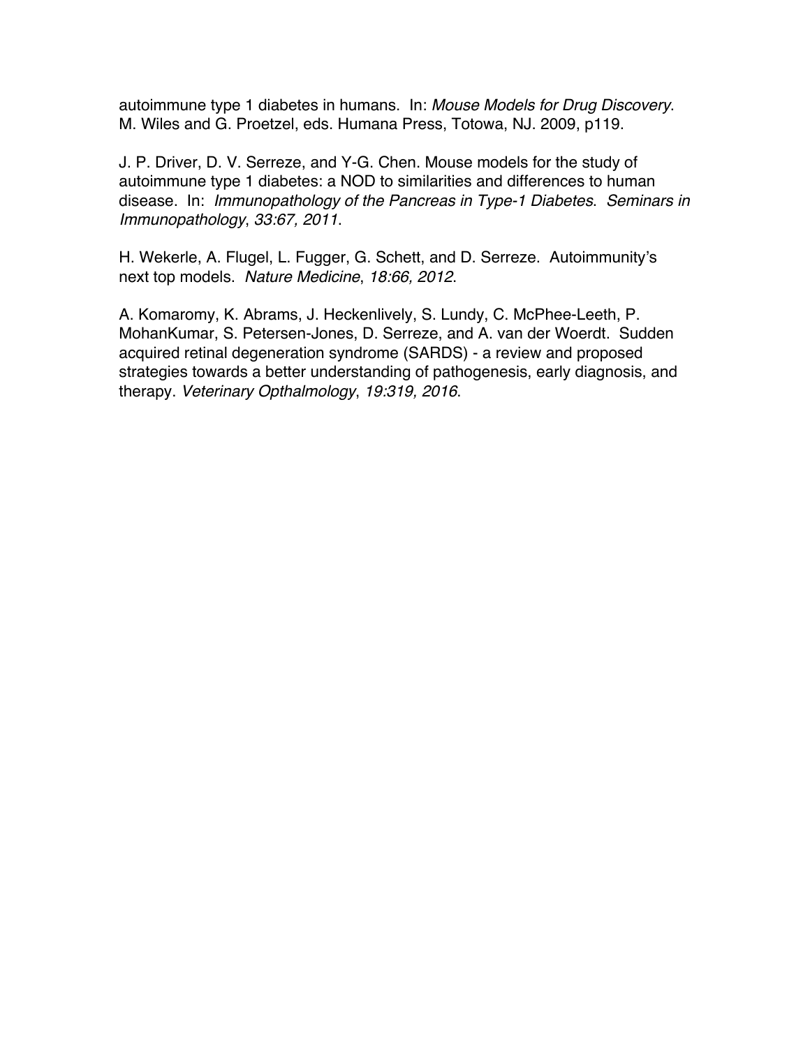autoimmune type 1 diabetes in humans. In: *Mouse Models for Drug Discovery*. M. Wiles and G. Proetzel, eds. Humana Press, Totowa, NJ. 2009, p119.

J. P. Driver, D. V. Serreze, and Y-G. Chen. Mouse models for the study of autoimmune type 1 diabetes: a NOD to similarities and differences to human disease. In: *Immunopathology of the Pancreas in Type-1 Diabetes*. *Seminars in Immunopathology*, *33:67, 2011*.

H. Wekerle, A. Flugel, L. Fugger, G. Schett, and D. Serreze. Autoimmunity's next top models. *Nature Medicine*, *18:66, 2012*.

A. Komaromy, K. Abrams, J. Heckenlively, S. Lundy, C. McPhee-Leeth, P. MohanKumar, S. Petersen-Jones, D. Serreze, and A. van der Woerdt. Sudden acquired retinal degeneration syndrome (SARDS) - a review and proposed strategies towards a better understanding of pathogenesis, early diagnosis, and therapy. *Veterinary Opthalmology*, *19:319, 2016*.